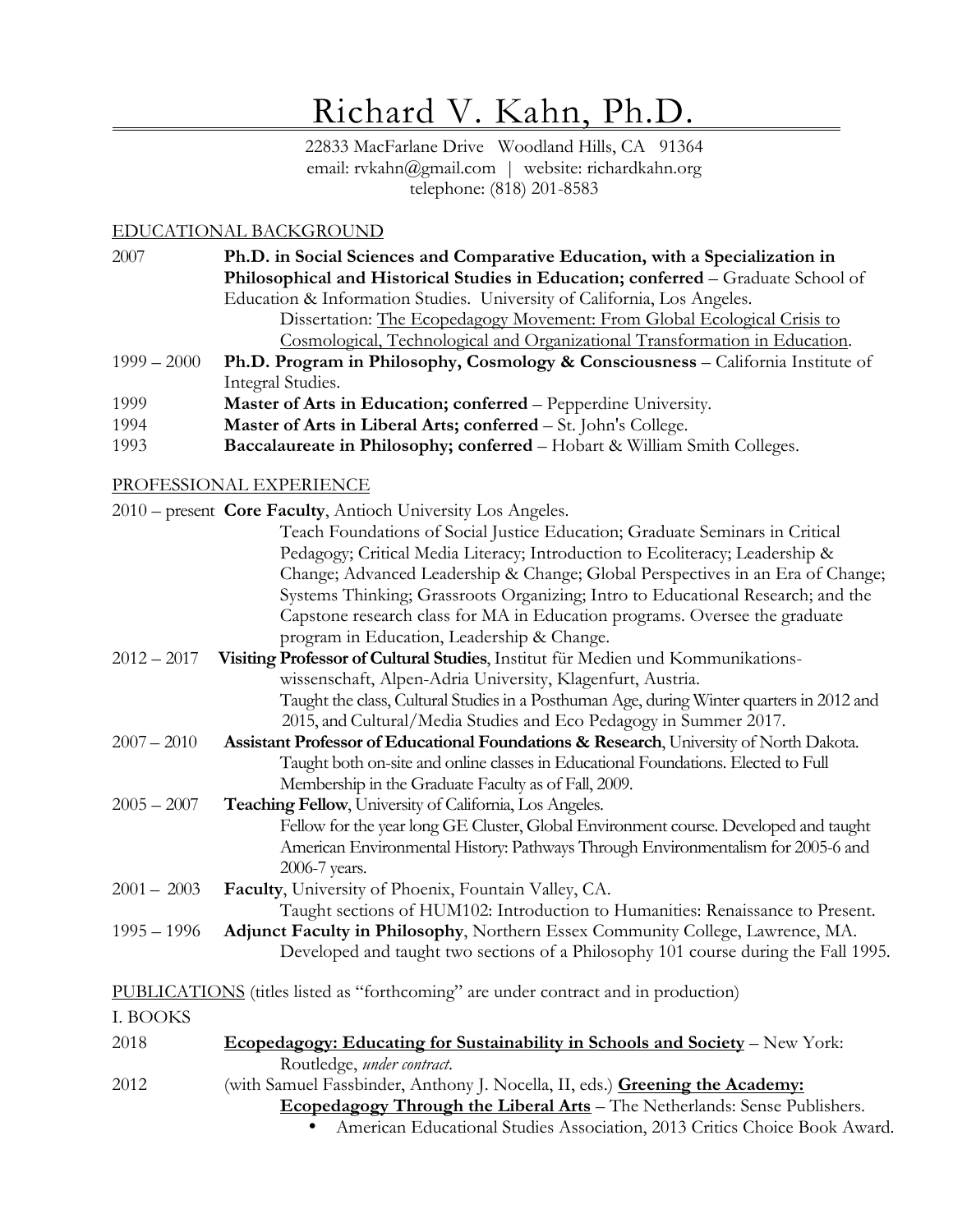# Richard V. Kahn, Ph.D.

22833 MacFarlane Drive   Woodland Hills, CA   91364
email: rvkahn@gmail.com | website: richardkahn.org
telephone: (818) 201-8583

## EDUCATIONAL BACKGROUND

2007 — **Ph.D. in Social Sciences and Comparative Education, with a Specialization in Philosophical and Historical Studies in Education; conferred** – Graduate School of Education & Information Studies. University of California, Los Angeles.
Dissertation: The Ecopedagogy Movement: From Global Ecological Crisis to Cosmological, Technological and Organizational Transformation in Education.

1999 – 2000 — **Ph.D. Program in Philosophy, Cosmology & Consciousness** – California Institute of Integral Studies.

1999 — **Master of Arts in Education; conferred** – Pepperdine University.

1994 — **Master of Arts in Liberal Arts; conferred** – St. John's College.

1993 — **Baccalaureate in Philosophy; conferred** – Hobart & William Smith Colleges.

## PROFESSIONAL EXPERIENCE

2010 – present — **Core Faculty**, Antioch University Los Angeles.
Teach Foundations of Social Justice Education; Graduate Seminars in Critical Pedagogy; Critical Media Literacy; Introduction to Ecoliteracy; Leadership & Change; Advanced Leadership & Change; Global Perspectives in an Era of Change; Systems Thinking; Grassroots Organizing; Intro to Educational Research; and the Capstone research class for MA in Education programs. Oversee the graduate program in Education, Leadership & Change.

2012 – 2017 — **Visiting Professor of Cultural Studies**, Institut für Medien und Kommunikations-wissenschaft, Alpen-Adria University, Klagenfurt, Austria.
Taught the class, Cultural Studies in a Posthuman Age, during Winter quarters in 2012 and 2015, and Cultural/Media Studies and Eco Pedagogy in Summer 2017.

2007 – 2010 — **Assistant Professor of Educational Foundations & Research**, University of North Dakota.
Taught both on-site and online classes in Educational Foundations. Elected to Full Membership in the Graduate Faculty as of Fall, 2009.

2005 – 2007 — **Teaching Fellow**, University of California, Los Angeles.
Fellow for the year long GE Cluster, Global Environment course. Developed and taught American Environmental History: Pathways Through Environmentalism for 2005-6 and 2006-7 years.

2001 – 2003 — **Faculty**, University of Phoenix, Fountain Valley, CA.
Taught sections of HUM102: Introduction to Humanities: Renaissance to Present.

1995 – 1996 — **Adjunct Faculty in Philosophy**, Northern Essex Community College, Lawrence, MA.
Developed and taught two sections of a Philosophy 101 course during the Fall 1995.

## PUBLICATIONS (titles listed as "forthcoming" are under contract and in production)

### I. BOOKS

2018 — **Ecopedagogy: Educating for Sustainability in Schools and Society** – New York: Routledge, *under contract*.

2012 — (with Samuel Fassbinder, Anthony J. Nocella, II, eds.) **Greening the Academy: Ecopedagogy Through the Liberal Arts** – The Netherlands: Sense Publishers.

- American Educational Studies Association, 2013 Critics Choice Book Award.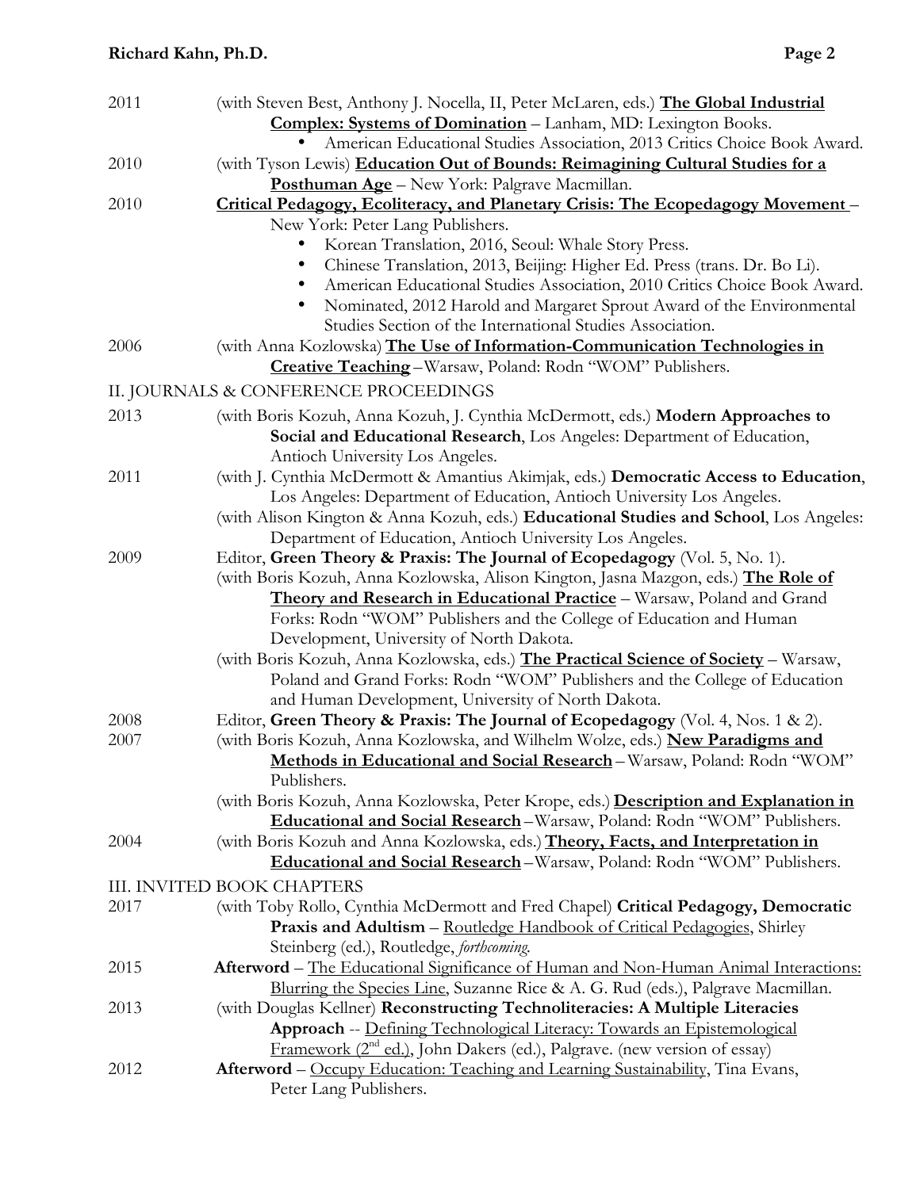2011 (with Steven Best, Anthony J. Nocella, II, Peter McLaren, eds.) **The Global Industrial Complex: Systems of Domination** – Lanham, MD: Lexington Books.

- American Educational Studies Association, 2013 Critics Choice Book Award.

2010 (with Tyson Lewis) **Education Out of Bounds: Reimagining Cultural Studies for a Posthuman Age** – New York: Palgrave Macmillan.

2010 **Critical Pedagogy, Ecoliteracy, and Planetary Crisis: The Ecopedagogy Movement** – New York: Peter Lang Publishers.

- Korean Translation, 2016, Seoul: Whale Story Press.
- Chinese Translation, 2013, Beijing: Higher Ed. Press (trans. Dr. Bo Li).
- American Educational Studies Association, 2010 Critics Choice Book Award.
- Nominated, 2012 Harold and Margaret Sprout Award of the Environmental Studies Section of the International Studies Association.

2006 (with Anna Kozlowska) **The Use of Information-Communication Technologies in Creative Teaching** – Warsaw, Poland: Rodn "WOM" Publishers.

## II. JOURNALS & CONFERENCE PROCEEDINGS

2013 (with Boris Kozuh, Anna Kozuh, J. Cynthia McDermott, eds.) **Modern Approaches to Social and Educational Research**, Los Angeles: Department of Education, Antioch University Los Angeles.

2011 (with J. Cynthia McDermott & Amantius Akimjak, eds.) **Democratic Access to Education**, Los Angeles: Department of Education, Antioch University Los Angeles.

(with Alison Kington & Anna Kozuh, eds.) **Educational Studies and School**, Los Angeles: Department of Education, Antioch University Los Angeles.

2009 Editor, **Green Theory & Praxis: The Journal of Ecopedagogy** (Vol. 5, No. 1).

(with Boris Kozuh, Anna Kozlowska, Alison Kington, Jasna Mazgon, eds.) **The Role of Theory and Research in Educational Practice** – Warsaw, Poland and Grand Forks: Rodn "WOM" Publishers and the College of Education and Human Development, University of North Dakota.

(with Boris Kozuh, Anna Kozlowska, eds.) **The Practical Science of Society** – Warsaw, Poland and Grand Forks: Rodn "WOM" Publishers and the College of Education and Human Development, University of North Dakota.

2008 Editor, **Green Theory & Praxis: The Journal of Ecopedagogy** (Vol. 4, Nos. 1 & 2).

2007 (with Boris Kozuh, Anna Kozlowska, and Wilhelm Wolze, eds.) **New Paradigms and Methods in Educational and Social Research** – Warsaw, Poland: Rodn "WOM" Publishers.

(with Boris Kozuh, Anna Kozlowska, Peter Krope, eds.) **Description and Explanation in Educational and Social Research** – Warsaw, Poland: Rodn "WOM" Publishers.

2004 (with Boris Kozuh and Anna Kozlowska, eds.) **Theory, Facts, and Interpretation in Educational and Social Research** – Warsaw, Poland: Rodn "WOM" Publishers.

## III. INVITED BOOK CHAPTERS

2017 (with Toby Rollo, Cynthia McDermott and Fred Chapel) **Critical Pedagogy, Democratic Praxis and Adultism** – Routledge Handbook of Critical Pedagogies, Shirley Steinberg (ed.), Routledge, *forthcoming*.

2015 **Afterword** – The Educational Significance of Human and Non-Human Animal Interactions: Blurring the Species Line, Suzanne Rice & A. G. Rud (eds.), Palgrave Macmillan.

2013 (with Douglas Kellner) **Reconstructing Technoliteracies: A Multiple Literacies Approach** -- Defining Technological Literacy: Towards an Epistemological Framework (2nd ed.), John Dakers (ed.), Palgrave. (new version of essay)

2012 **Afterword** – Occupy Education: Teaching and Learning Sustainability, Tina Evans, Peter Lang Publishers.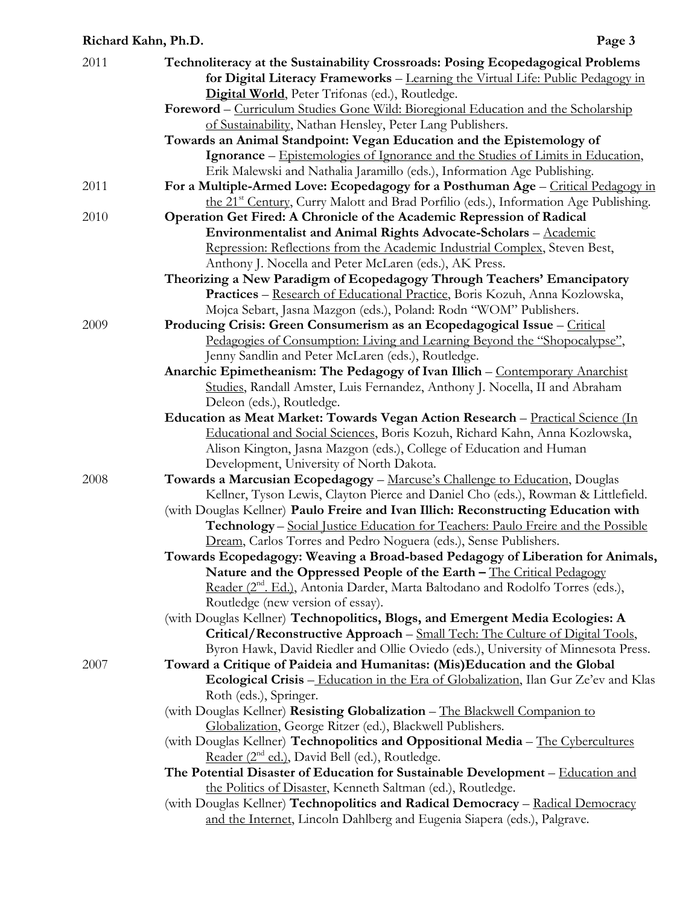2011 **Technoliteracy at the Sustainability Crossroads: Posing Ecopedagogical Problems for Digital Literacy Frameworks** – Learning the Virtual Life: Public Pedagogy in **Digital World**, Peter Trifonas (ed.), Routledge.

**Foreword** – Curriculum Studies Gone Wild: Bioregional Education and the Scholarship of Sustainability, Nathan Hensley, Peter Lang Publishers.

**Towards an Animal Standpoint: Vegan Education and the Epistemology of Ignorance** – Epistemologies of Ignorance and the Studies of Limits in Education, Erik Malewski and Nathalia Jaramillo (eds.), Information Age Publishing.

2011 **For a Multiple-Armed Love: Ecopedagogy for a Posthuman Age** – Critical Pedagogy in the 21st Century, Curry Malott and Brad Porfilio (eds.), Information Age Publishing.

2010 **Operation Get Fired: A Chronicle of the Academic Repression of Radical Environmentalist and Animal Rights Advocate-Scholars** – Academic Repression: Reflections from the Academic Industrial Complex, Steven Best, Anthony J. Nocella and Peter McLaren (eds.), AK Press.

**Theorizing a New Paradigm of Ecopedagogy Through Teachers' Emancipatory Practices** – Research of Educational Practice, Boris Kozuh, Anna Kozlowska, Mojca Sebart, Jasna Mazgon (eds.), Poland: Rodn "WOM" Publishers.

2009 **Producing Crisis: Green Consumerism as an Ecopedagogical Issue** – Critical Pedagogies of Consumption: Living and Learning Beyond the "Shopocalypse", Jenny Sandlin and Peter McLaren (eds.), Routledge.

**Anarchic Epimetheanism: The Pedagogy of Ivan Illich** – Contemporary Anarchist Studies, Randall Amster, Luis Fernandez, Anthony J. Nocella, II and Abraham Deleon (eds.), Routledge.

**Education as Meat Market: Towards Vegan Action Research** – Practical Science (In Educational and Social Sciences, Boris Kozuh, Richard Kahn, Anna Kozlowska, Alison Kington, Jasna Mazgon (eds.), College of Education and Human Development, University of North Dakota.

2008 **Towards a Marcusian Ecopedagogy** – Marcuse's Challenge to Education, Douglas Kellner, Tyson Lewis, Clayton Pierce and Daniel Cho (eds.), Rowman & Littlefield.

(with Douglas Kellner) **Paulo Freire and Ivan Illich: Reconstructing Education with Technology** – Social Justice Education for Teachers: Paulo Freire and the Possible Dream, Carlos Torres and Pedro Noguera (eds.), Sense Publishers.

**Towards Ecopedagogy: Weaving a Broad-based Pedagogy of Liberation for Animals, Nature and the Oppressed People of the Earth –** The Critical Pedagogy Reader (2nd. Ed.), Antonia Darder, Marta Baltodano and Rodolfo Torres (eds.), Routledge (new version of essay).

(with Douglas Kellner) **Technopolitics, Blogs, and Emergent Media Ecologies: A Critical/Reconstructive Approach** – Small Tech: The Culture of Digital Tools, Byron Hawk, David Riedler and Ollie Oviedo (eds.), University of Minnesota Press.

2007 **Toward a Critique of Paideia and Humanitas: (Mis)Education and the Global Ecological Crisis** – Education in the Era of Globalization, Ilan Gur Ze'ev and Klas Roth (eds.), Springer.

(with Douglas Kellner) **Resisting Globalization** – The Blackwell Companion to Globalization, George Ritzer (ed.), Blackwell Publishers.

(with Douglas Kellner) **Technopolitics and Oppositional Media** – The Cybercultures Reader (2nd ed.), David Bell (ed.), Routledge.

**The Potential Disaster of Education for Sustainable Development** – Education and the Politics of Disaster, Kenneth Saltman (ed.), Routledge.

(with Douglas Kellner) **Technopolitics and Radical Democracy** – Radical Democracy and the Internet, Lincoln Dahlberg and Eugenia Siapera (eds.), Palgrave.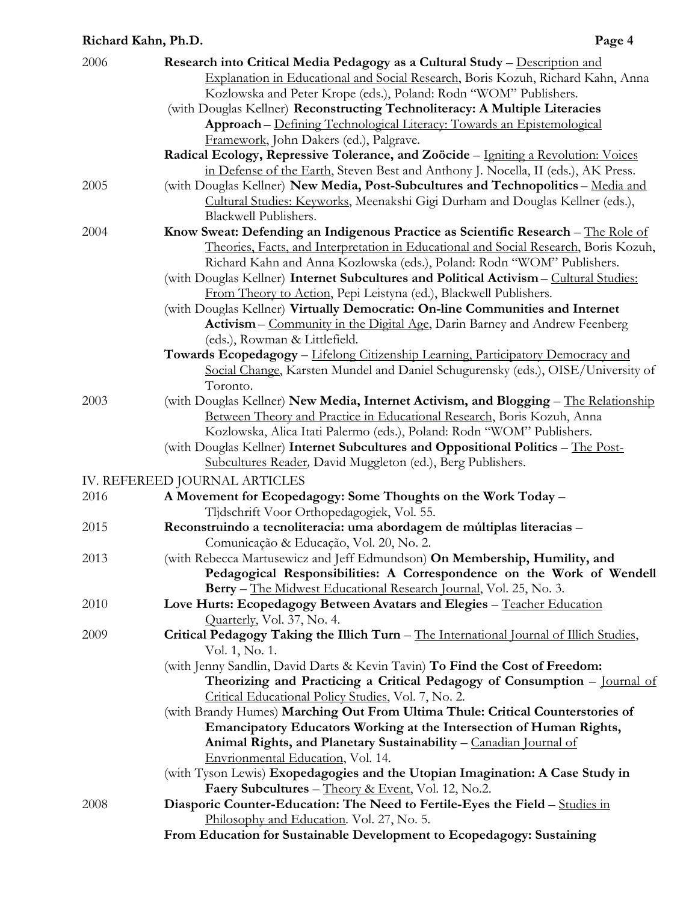2006 **Research into Critical Media Pedagogy as a Cultural Study** – Description and Explanation in Educational and Social Research, Boris Kozuh, Richard Kahn, Anna Kozlowska and Peter Krope (eds.), Poland: Rodn "WOM" Publishers.

(with Douglas Kellner) **Reconstructing Technoliteracy: A Multiple Literacies Approach** – Defining Technological Literacy: Towards an Epistemological Framework, John Dakers (ed.), Palgrave.

**Radical Ecology, Repressive Tolerance, and Zoöcide** – Igniting a Revolution: Voices in Defense of the Earth, Steven Best and Anthony J. Nocella, II (eds.), AK Press.

2005 (with Douglas Kellner) **New Media, Post-Subcultures and Technopolitics** – Media and Cultural Studies: Keyworks, Meenakshi Gigi Durham and Douglas Kellner (eds.), Blackwell Publishers.

2004 **Know Sweat: Defending an Indigenous Practice as Scientific Research** – The Role of Theories, Facts, and Interpretation in Educational and Social Research, Boris Kozuh, Richard Kahn and Anna Kozlowska (eds.), Poland: Rodn "WOM" Publishers.

(with Douglas Kellner) **Internet Subcultures and Political Activism** – Cultural Studies: From Theory to Action, Pepi Leistyna (ed.), Blackwell Publishers.

(with Douglas Kellner) **Virtually Democratic: On-line Communities and Internet Activism** – Community in the Digital Age, Darin Barney and Andrew Feenberg (eds.), Rowman & Littlefield.

**Towards Ecopedagogy** – Lifelong Citizenship Learning, Participatory Democracy and Social Change, Karsten Mundel and Daniel Schugurensky (eds.), OISE/University of Toronto.

2003 (with Douglas Kellner) **New Media, Internet Activism, and Blogging** – The Relationship Between Theory and Practice in Educational Research, Boris Kozuh, Anna Kozlowska, Alica Itati Palermo (eds.), Poland: Rodn "WOM" Publishers.

(with Douglas Kellner) **Internet Subcultures and Oppositional Politics** – The Post-Subcultures Reader, David Muggleton (ed.), Berg Publishers.

## IV. REFEREED JOURNAL ARTICLES

2016 **A Movement for Ecopedagogy: Some Thoughts on the Work Today** – Tljdschrift Voor Orthopedagogiek, Vol. 55.

2015 **Reconstruindo a tecnoliteracia: uma abordagem de múltiplas literacias** – Comunicação & Educação, Vol. 20, No. 2.

2013 (with Rebecca Martusewicz and Jeff Edmundson) **On Membership, Humility, and Pedagogical Responsibilities: A Correspondence on the Work of Wendell Berry** – The Midwest Educational Research Journal, Vol. 25, No. 3.

2010 **Love Hurts: Ecopedagogy Between Avatars and Elegies** – Teacher Education Quarterly, Vol. 37, No. 4.

2009 **Critical Pedagogy Taking the Illich Turn** – The International Journal of Illich Studies, Vol. 1, No. 1.

(with Jenny Sandlin, David Darts & Kevin Tavin) **To Find the Cost of Freedom: Theorizing and Practicing a Critical Pedagogy of Consumption** – Journal of Critical Educational Policy Studies, Vol. 7, No. 2.

(with Brandy Humes) **Marching Out From Ultima Thule: Critical Counterstories of Emancipatory Educators Working at the Intersection of Human Rights, Animal Rights, and Planetary Sustainability** – Canadian Journal of Envrionmental Education, Vol. 14.

(with Tyson Lewis) **Exopedagogies and the Utopian Imagination: A Case Study in Faery Subcultures** – Theory & Event, Vol. 12, No.2.

2008 **Diasporic Counter-Education: The Need to Fertile-Eyes the Field** – Studies in Philosophy and Education. Vol. 27, No. 5.

**From Education for Sustainable Development to Ecopedagogy: Sustaining**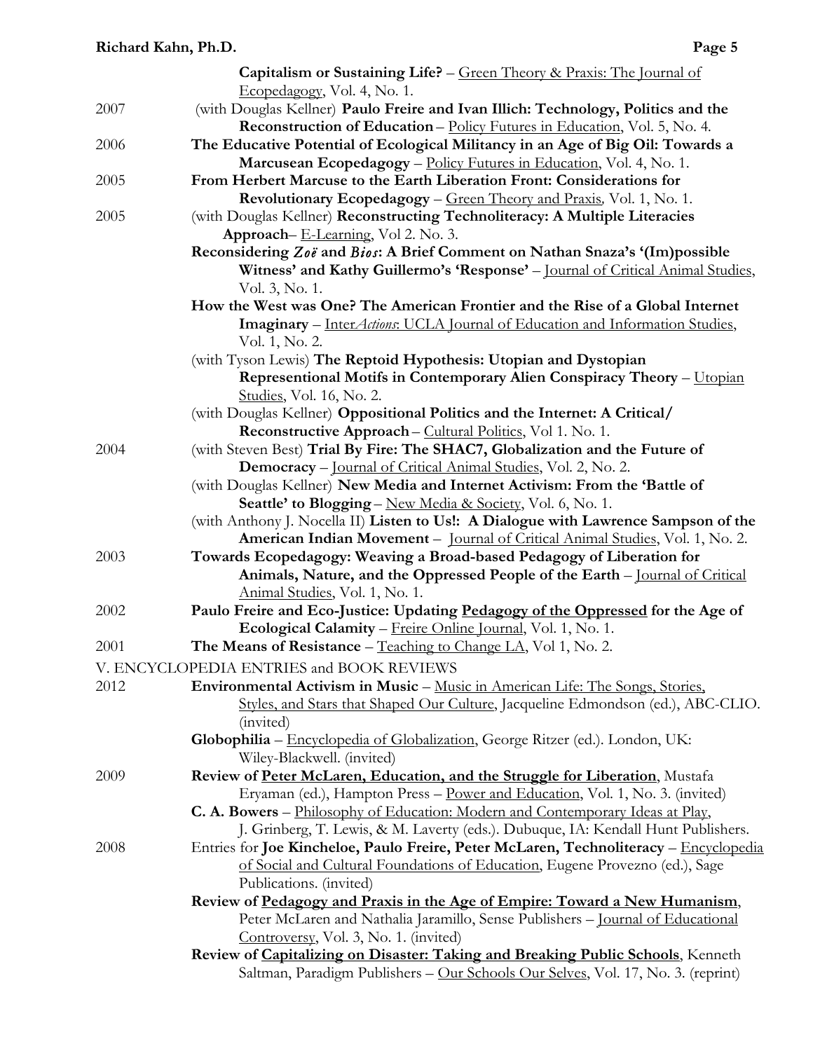**Capitalism or Sustaining Life?** – Green Theory & Praxis: The Journal of Ecopedagogy, Vol. 4, No. 1.

2007 (with Douglas Kellner) **Paulo Freire and Ivan Illich: Technology, Politics and the Reconstruction of Education** – Policy Futures in Education, Vol. 5, No. 4.

2006 **The Educative Potential of Ecological Militancy in an Age of Big Oil: Towards a Marcusean Ecopedagogy** – Policy Futures in Education, Vol. 4, No. 1.

2005 **From Herbert Marcuse to the Earth Liberation Front: Considerations for Revolutionary Ecopedagogy** – Green Theory and Praxis, Vol. 1, No. 1.

2005 (with Douglas Kellner) **Reconstructing Technoliteracy: A Multiple Literacies Approach** – E-Learning, Vol 2. No. 3.

**Reconsidering *Zoë* and *Bios*: A Brief Comment on Nathan Snaza's '(Im)possible Witness' and Kathy Guillermo's 'Response'** – Journal of Critical Animal Studies, Vol. 3, No. 1.

**How the West was One? The American Frontier and the Rise of a Global Internet Imaginary** – Inter*Actions*: UCLA Journal of Education and Information Studies, Vol. 1, No. 2.

(with Tyson Lewis) **The Reptoid Hypothesis: Utopian and Dystopian Represenational Motifs in Contemporary Alien Conspiracy Theory** – Utopian Studies, Vol. 16, No. 2.

(with Douglas Kellner) **Oppositional Politics and the Internet: A Critical/ Reconstructive Approach** – Cultural Politics, Vol 1. No. 1.

2004 (with Steven Best) **Trial By Fire: The SHAC7, Globalization and the Future of Democracy** – Journal of Critical Animal Studies, Vol. 2, No. 2.

(with Douglas Kellner) **New Media and Internet Activism: From the 'Battle of Seattle' to Blogging** – New Media & Society, Vol. 6, No. 1.

(with Anthony J. Nocella II) **Listen to Us!: A Dialogue with Lawrence Sampson of the American Indian Movement** – Journal of Critical Animal Studies, Vol. 1, No. 2.

2003 **Towards Ecopedagogy: Weaving a Broad-based Pedagogy of Liberation for Animals, Nature, and the Oppressed People of the Earth** – Journal of Critical Animal Studies, Vol. 1, No. 1.

2002 **Paulo Freire and Eco-Justice: Updating Pedagogy of the Oppressed for the Age of Ecological Calamity** – Freire Online Journal, Vol. 1, No. 1.

2001 **The Means of Resistance** – Teaching to Change LA, Vol 1, No. 2.

## V. ENCYCLOPEDIA ENTRIES and BOOK REVIEWS

2012 **Environmental Activism in Music** – Music in American Life: The Songs, Stories, Styles, and Stars that Shaped Our Culture, Jacqueline Edmondson (ed.), ABC-CLIO. (invited)

**Globophilia** – Encyclopedia of Globalization, George Ritzer (ed.). London, UK: Wiley-Blackwell. (invited)

2009 **Review of Peter McLaren, Education, and the Struggle for Liberation**, Mustafa Eryaman (ed.), Hampton Press – Power and Education, Vol. 1, No. 3. (invited)

**C. A. Bowers** – Philosophy of Education: Modern and Contemporary Ideas at Play, J. Grinberg, T. Lewis, & M. Laverty (eds.). Dubuque, IA: Kendall Hunt Publishers.

2008 Entries for **Joe Kincheloe, Paulo Freire, Peter McLaren, Technoliteracy** – Encyclopedia of Social and Cultural Foundations of Education, Eugene Provezno (ed.), Sage Publications. (invited)

**Review of Pedagogy and Praxis in the Age of Empire: Toward a New Humanism**, Peter McLaren and Nathalia Jaramillo, Sense Publishers – Journal of Educational Controversy, Vol. 3, No. 1. (invited)

**Review of Capitalizing on Disaster: Taking and Breaking Public Schools**, Kenneth Saltman, Paradigm Publishers – Our Schools Our Selves, Vol. 17, No. 3. (reprint)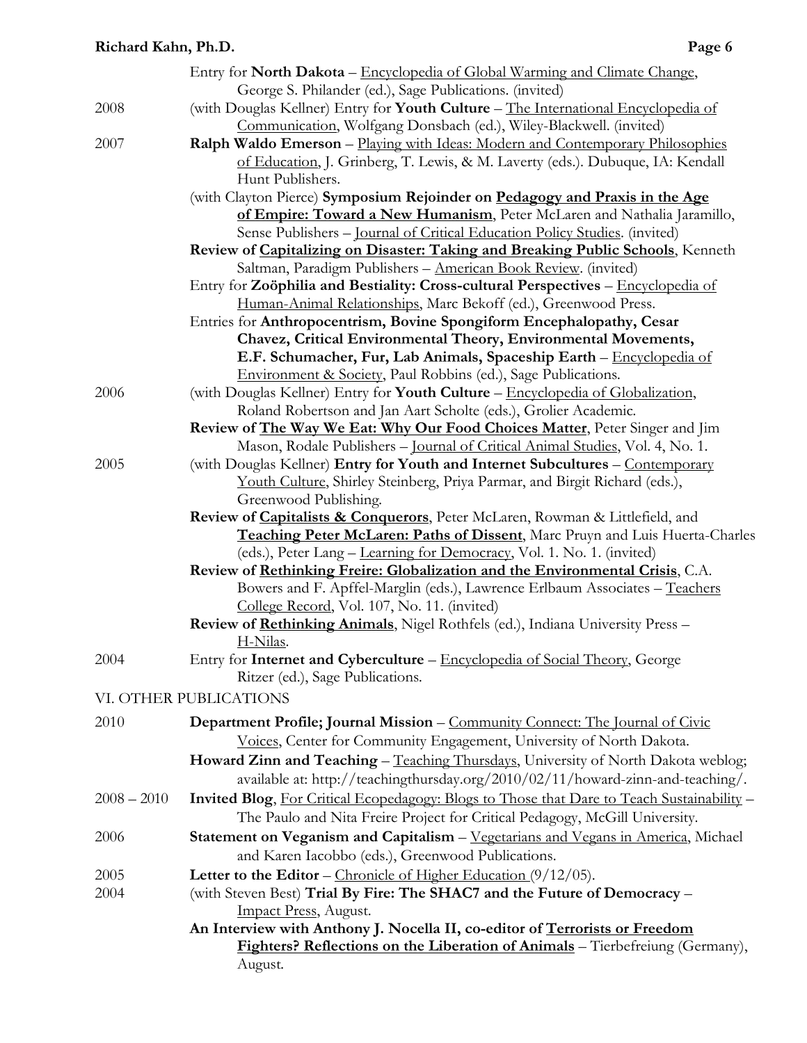Entry for **North Dakota** – Encyclopedia of Global Warming and Climate Change, George S. Philander (ed.), Sage Publications. (invited)

2008 (with Douglas Kellner) Entry for **Youth Culture** – The International Encyclopedia of Communication, Wolfgang Donsbach (ed.), Wiley-Blackwell. (invited)

2007 **Ralph Waldo Emerson** – Playing with Ideas: Modern and Contemporary Philosophies of Education, J. Grinberg, T. Lewis, & M. Laverty (eds.). Dubuque, IA: Kendall Hunt Publishers.

(with Clayton Pierce) **Symposium Rejoinder on Pedagogy and Praxis in the Age of Empire: Toward a New Humanism**, Peter McLaren and Nathalia Jaramillo, Sense Publishers – Journal of Critical Education Policy Studies. (invited)

**Review of Capitalizing on Disaster: Taking and Breaking Public Schools**, Kenneth Saltman, Paradigm Publishers – American Book Review. (invited)

Entry for **Zoöphilia and Bestiality: Cross-cultural Perspectives** – Encyclopedia of Human-Animal Relationships, Marc Bekoff (ed.), Greenwood Press.

Entries for **Anthropocentrism, Bovine Spongiform Encephalopathy, Cesar Chavez, Critical Environmental Theory, Environmental Movements, E.F. Schumacher, Fur, Lab Animals, Spaceship Earth** – Encyclopedia of Environment & Society, Paul Robbins (ed.), Sage Publications.

2006 (with Douglas Kellner) Entry for **Youth Culture** – Encyclopedia of Globalization, Roland Robertson and Jan Aart Scholte (eds.), Grolier Academic.

**Review of The Way We Eat: Why Our Food Choices Matter**, Peter Singer and Jim Mason, Rodale Publishers – Journal of Critical Animal Studies, Vol. 4, No. 1.

2005 (with Douglas Kellner) **Entry for Youth and Internet Subcultures** – Contemporary Youth Culture, Shirley Steinberg, Priya Parmar, and Birgit Richard (eds.), Greenwood Publishing.

**Review of Capitalists & Conquerors**, Peter McLaren, Rowman & Littlefield, and **Teaching Peter McLaren: Paths of Dissent**, Marc Pruyn and Luis Huerta-Charles (eds.), Peter Lang – Learning for Democracy, Vol. 1. No. 1. (invited)

**Review of Rethinking Freire: Globalization and the Environmental Crisis**, C.A. Bowers and F. Apffel-Marglin (eds.), Lawrence Erlbaum Associates – Teachers College Record, Vol. 107, No. 11. (invited)

**Review of Rethinking Animals**, Nigel Rothfels (ed.), Indiana University Press – H-Nilas.

2004 Entry for **Internet and Cyberculture** – Encyclopedia of Social Theory, George Ritzer (ed.), Sage Publications.

## VI. OTHER PUBLICATIONS

2010 **Department Profile; Journal Mission** – Community Connect: The Journal of Civic Voices, Center for Community Engagement, University of North Dakota.

**Howard Zinn and Teaching** – Teaching Thursdays, University of North Dakota weblog; available at: http://teachingthursday.org/2010/02/11/howard-zinn-and-teaching/.

2008 – 2010 **Invited Blog**, For Critical Ecopedagogy: Blogs to Those that Dare to Teach Sustainability – The Paulo and Nita Freire Project for Critical Pedagogy, McGill University.

2006 **Statement on Veganism and Capitalism** – Vegetarians and Vegans in America, Michael and Karen Iacobbo (eds.), Greenwood Publications.

2005 **Letter to the Editor** – Chronicle of Higher Education (9/12/05).

2004 (with Steven Best) **Trial By Fire: The SHAC7 and the Future of Democracy** – Impact Press, August.

**An Interview with Anthony J. Nocella II, co-editor of Terrorists or Freedom Fighters? Reflections on the Liberation of Animals** – Tierbefreiung (Germany), August.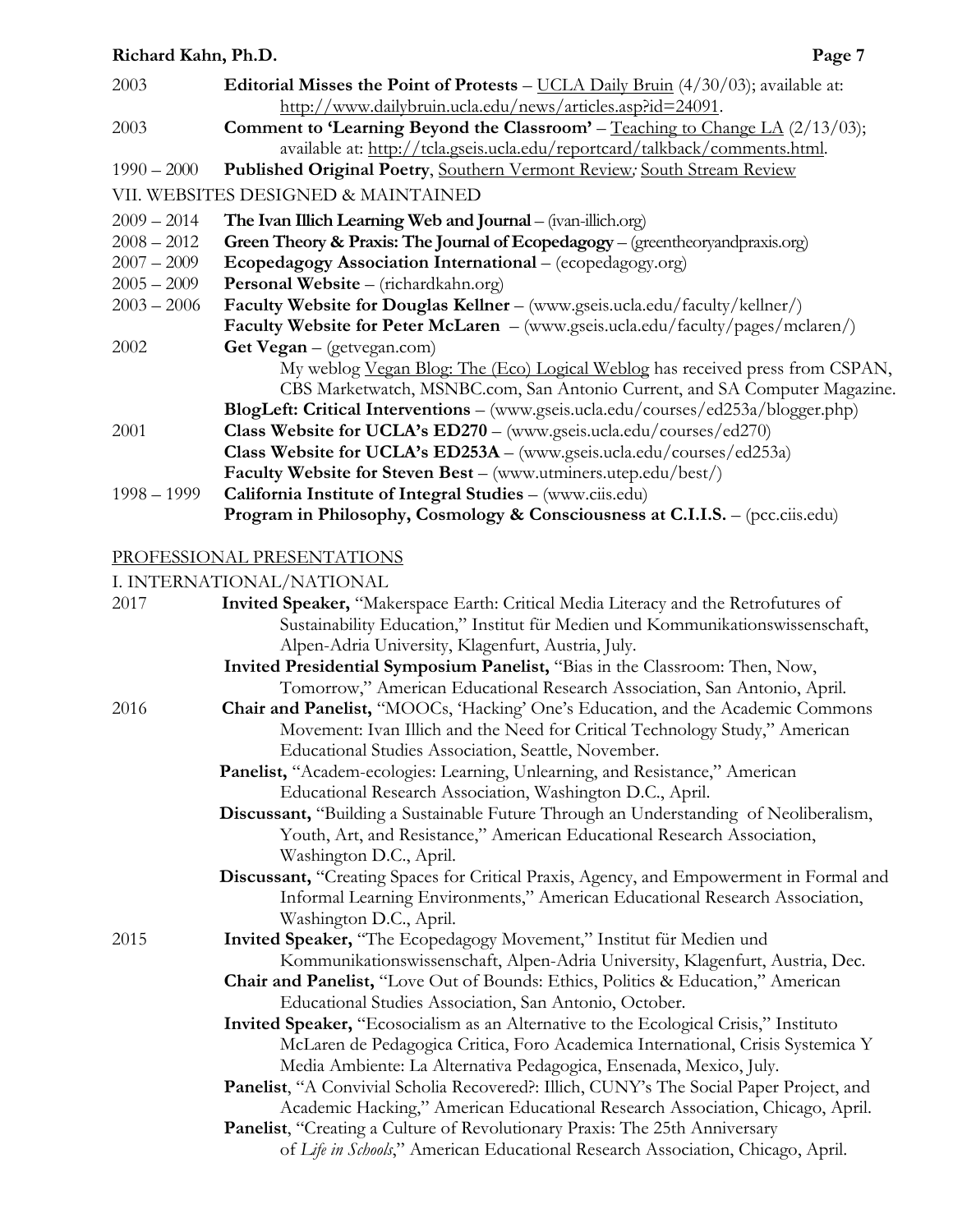2003 **Editorial Misses the Point of Protests** – UCLA Daily Bruin (4/30/03); available at: http://www.dailybruin.ucla.edu/news/articles.asp?id=24091.

2003 **Comment to 'Learning Beyond the Classroom'** – Teaching to Change LA (2/13/03); available at: http://tcla.gseis.ucla.edu/reportcard/talkback/comments.html.

1990 – 2000 **Published Original Poetry**, Southern Vermont Review; South Stream Review

VII. WEBSITES DESIGNED & MAINTAINED

2009 – 2014 **The Ivan Illich Learning Web and Journal** – (ivan-illich.org)

2008 – 2012 **Green Theory & Praxis: The Journal of Ecopedagogy** – (greentheoryandpraxis.org)

2007 – 2009 **Ecopedagogy Association International** – (ecopedagogy.org)

2005 – 2009 **Personal Website** – (richardkahn.org)

2003 – 2006 **Faculty Website for Douglas Kellner** – (www.gseis.ucla.edu/faculty/kellner/)
**Faculty Website for Peter McLaren** – (www.gseis.ucla.edu/faculty/pages/mclaren/)

2002 **Get Vegan** – (getvegan.com)
My weblog Vegan Blog: The (Eco) Logical Weblog has received press from CSPAN, CBS Marketwatch, MSNBC.com, San Antonio Current, and SA Computer Magazine.
**BlogLeft: Critical Interventions** – (www.gseis.ucla.edu/courses/ed253a/blogger.php)

2001 **Class Website for UCLA's ED270** – (www.gseis.ucla.edu/courses/ed270)
**Class Website for UCLA's ED253A** – (www.gseis.ucla.edu/courses/ed253a)
**Faculty Website for Steven Best** – (www.utminers.utep.edu/best/)

1998 – 1999 **California Institute of Integral Studies** – (www.ciis.edu)
**Program in Philosophy, Cosmology & Consciousness at C.I.I.S.** – (pcc.ciis.edu)

## PROFESSIONAL PRESENTATIONS

I. INTERNATIONAL/NATIONAL

2017 **Invited Speaker,** "Makerspace Earth: Critical Media Literacy and the Retrofutures of Sustainability Education," Institut für Medien und Kommunikationswissenschaft, Alpen-Adria University, Klagenfurt, Austria, July.
**Invited Presidential Symposium Panelist,** "Bias in the Classroom: Then, Now, Tomorrow," American Educational Research Association, San Antonio, April.

2016 **Chair and Panelist,** "MOOCs, 'Hacking' One's Education, and the Academic Commons Movement: Ivan Illich and the Need for Critical Technology Study," American Educational Studies Association, Seattle, November.
**Panelist,** "Academ-ecologies: Learning, Unlearning, and Resistance," American Educational Research Association, Washington D.C., April.
**Discussant,** "Building a Sustainable Future Through an Understanding of Neoliberalism, Youth, Art, and Resistance," American Educational Research Association, Washington D.C., April.
**Discussant,** "Creating Spaces for Critical Praxis, Agency, and Empowerment in Formal and Informal Learning Environments," American Educational Research Association, Washington D.C., April.

2015 **Invited Speaker,** "The Ecopedagogy Movement," Institut für Medien und Kommunikationswissenschaft, Alpen-Adria University, Klagenfurt, Austria, Dec.
**Chair and Panelist,** "Love Out of Bounds: Ethics, Politics & Education," American Educational Studies Association, San Antonio, October.
**Invited Speaker,** "Ecosocialism as an Alternative to the Ecological Crisis," Instituto McLaren de Pedagogica Critica, Foro Academica International, Crisis Systemica Y Media Ambiente: La Alternativa Pedagogica, Ensenada, Mexico, July.
**Panelist**, "A Convivial Scholia Recovered?: Illich, CUNY's The Social Paper Project, and Academic Hacking," American Educational Research Association, Chicago, April.
**Panelist**, "Creating a Culture of Revolutionary Praxis: The 25th Anniversary of *Life in Schools*," American Educational Research Association, Chicago, April.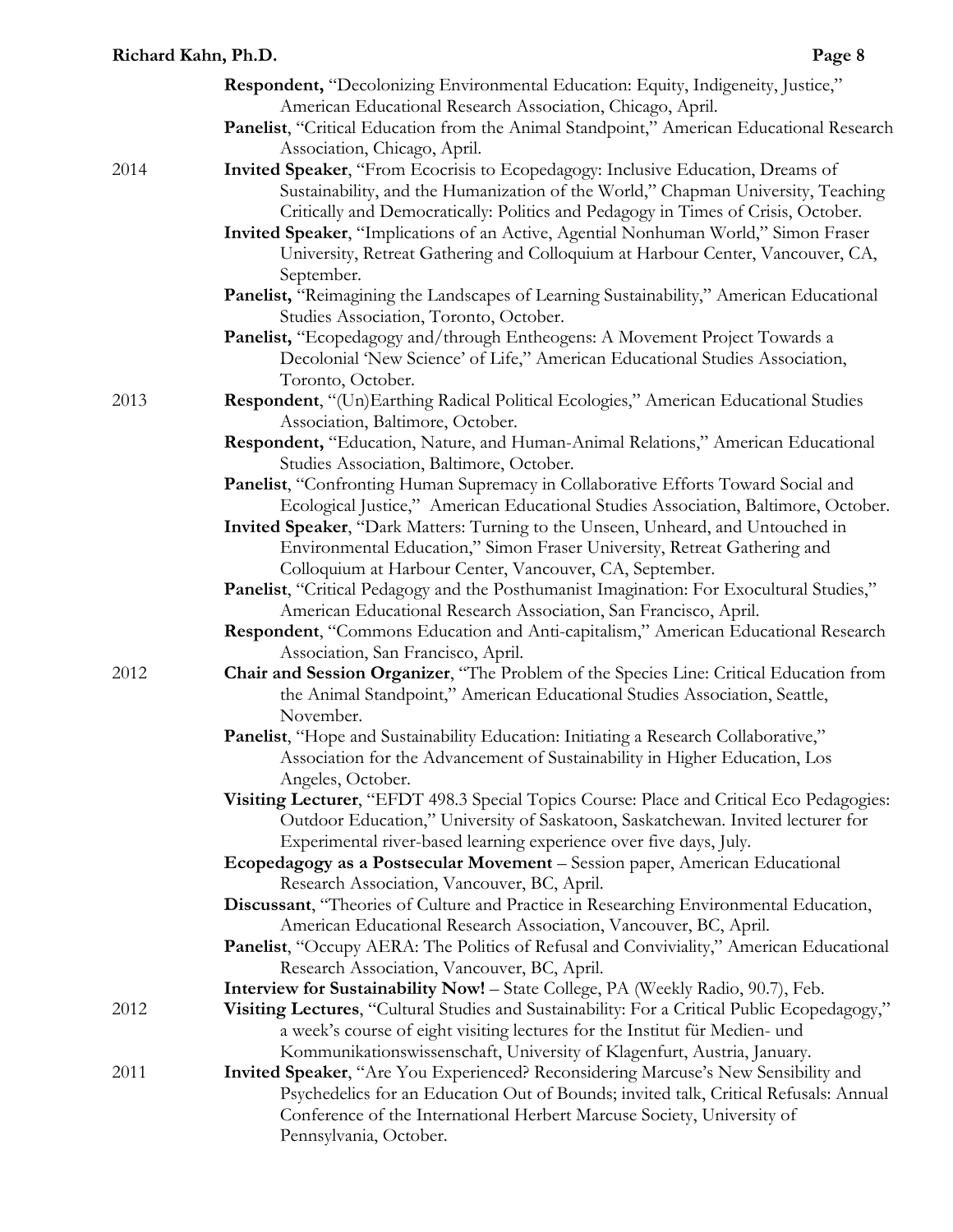**Respondent,** "Decolonizing Environmental Education: Equity, Indigeneity, Justice," American Educational Research Association, Chicago, April.

**Panelist**, "Critical Education from the Animal Standpoint," American Educational Research Association, Chicago, April.

2014

**Invited Speaker**, "From Ecocrisis to Ecopedagogy: Inclusive Education, Dreams of Sustainability, and the Humanization of the World," Chapman University, Teaching Critically and Democratically: Politics and Pedagogy in Times of Crisis, October.

**Invited Speaker**, "Implications of an Active, Agential Nonhuman World," Simon Fraser University, Retreat Gathering and Colloquium at Harbour Center, Vancouver, CA, September.

**Panelist,** "Reimagining the Landscapes of Learning Sustainability," American Educational Studies Association, Toronto, October.

**Panelist,** "Ecopedagogy and/through Entheogens: A Movement Project Towards a Decolonial 'New Science' of Life," American Educational Studies Association, Toronto, October.

2013

**Respondent**, "(Un)Earthing Radical Political Ecologies," American Educational Studies Association, Baltimore, October.

**Respondent,** "Education, Nature, and Human-Animal Relations," American Educational Studies Association, Baltimore, October.

**Panelist**, "Confronting Human Supremacy in Collaborative Efforts Toward Social and Ecological Justice," American Educational Studies Association, Baltimore, October.

**Invited Speaker**, "Dark Matters: Turning to the Unseen, Unheard, and Untouched in Environmental Education," Simon Fraser University, Retreat Gathering and Colloquium at Harbour Center, Vancouver, CA, September.

**Panelist**, "Critical Pedagogy and the Posthumanist Imagination: For Exocultural Studies," American Educational Research Association, San Francisco, April.

**Respondent**, "Commons Education and Anti-capitalism," American Educational Research Association, San Francisco, April.

2012

**Chair and Session Organizer**, "The Problem of the Species Line: Critical Education from the Animal Standpoint," American Educational Studies Association, Seattle, November.

**Panelist**, "Hope and Sustainability Education: Initiating a Research Collaborative," Association for the Advancement of Sustainability in Higher Education, Los Angeles, October.

**Visiting Lecturer**, "EFDT 498.3 Special Topics Course: Place and Critical Eco Pedagogies: Outdoor Education," University of Saskatoon, Saskatchewan. Invited lecturer for Experimental river-based learning experience over five days, July.

**Ecopedagogy as a Postsecular Movement** – Session paper, American Educational Research Association, Vancouver, BC, April.

**Discussant**, "Theories of Culture and Practice in Researching Environmental Education, American Educational Research Association, Vancouver, BC, April.

**Panelist**, "Occupy AERA: The Politics of Refusal and Conviviality," American Educational Research Association, Vancouver, BC, April.

**Interview for Sustainability Now!** – State College, PA (Weekly Radio, 90.7), Feb.

2012

**Visiting Lectures**, "Cultural Studies and Sustainability: For a Critical Public Ecopedagogy," a week's course of eight visiting lectures for the Institut für Medien- und Kommunikationswissenschaft, University of Klagenfurt, Austria, January.

2011

**Invited Speaker**, "Are You Experienced? Reconsidering Marcuse's New Sensibility and Psychedelics for an Education Out of Bounds; invited talk, Critical Refusals: Annual Conference of the International Herbert Marcuse Society, University of Pennsylvania, October.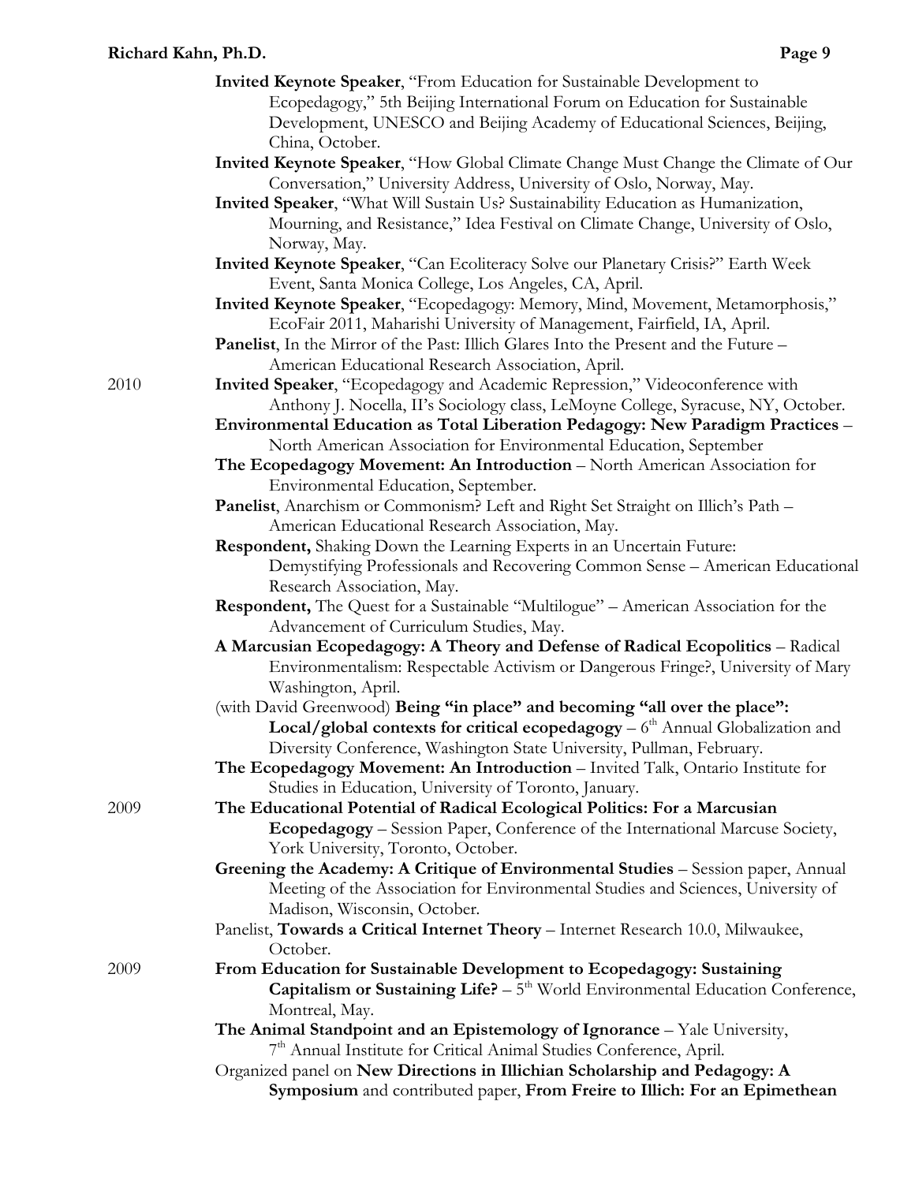**Invited Keynote Speaker**, "From Education for Sustainable Development to Ecopedagogy," 5th Beijing International Forum on Education for Sustainable Development, UNESCO and Beijing Academy of Educational Sciences, Beijing, China, October.

**Invited Keynote Speaker**, "How Global Climate Change Must Change the Climate of Our Conversation," University Address, University of Oslo, Norway, May.

**Invited Speaker**, "What Will Sustain Us? Sustainability Education as Humanization, Mourning, and Resistance," Idea Festival on Climate Change, University of Oslo, Norway, May.

**Invited Keynote Speaker**, "Can Ecoliteracy Solve our Planetary Crisis?" Earth Week Event, Santa Monica College, Los Angeles, CA, April.

**Invited Keynote Speaker**, "Ecopedagogy: Memory, Mind, Movement, Metamorphosis," EcoFair 2011, Maharishi University of Management, Fairfield, IA, April.

**Panelist**, In the Mirror of the Past: Illich Glares Into the Present and the Future – American Educational Research Association, April.

2010

**Invited Speaker**, "Ecopedagogy and Academic Repression," Videoconference with Anthony J. Nocella, II's Sociology class, LeMoyne College, Syracuse, NY, October.

**Environmental Education as Total Liberation Pedagogy: New Paradigm Practices** – North American Association for Environmental Education, September

**The Ecopedagogy Movement: An Introduction** – North American Association for Environmental Education, September.

**Panelist**, Anarchism or Commonism? Left and Right Set Straight on Illich's Path – American Educational Research Association, May.

**Respondent,** Shaking Down the Learning Experts in an Uncertain Future: Demystifying Professionals and Recovering Common Sense – American Educational Research Association, May.

**Respondent,** The Quest for a Sustainable "Multilogue" – American Association for the Advancement of Curriculum Studies, May.

**A Marcusian Ecopedagogy: A Theory and Defense of Radical Ecopolitics** – Radical Environmentalism: Respectable Activism or Dangerous Fringe?, University of Mary Washington, April.

(with David Greenwood) **Being "in place" and becoming "all over the place": Local/global contexts for critical ecopedagogy** – 6th Annual Globalization and Diversity Conference, Washington State University, Pullman, February.

**The Ecopedagogy Movement: An Introduction** – Invited Talk, Ontario Institute for Studies in Education, University of Toronto, January.

2009

**The Educational Potential of Radical Ecological Politics: For a Marcusian Ecopedagogy** – Session Paper, Conference of the International Marcuse Society, York University, Toronto, October.

**Greening the Academy: A Critique of Environmental Studies** – Session paper, Annual Meeting of the Association for Environmental Studies and Sciences, University of Madison, Wisconsin, October.

Panelist, **Towards a Critical Internet Theory** – Internet Research 10.0, Milwaukee, October.

2009

**From Education for Sustainable Development to Ecopedagogy: Sustaining Capitalism or Sustaining Life?** – 5th World Environmental Education Conference, Montreal, May.

**The Animal Standpoint and an Epistemology of Ignorance** – Yale University, 7th Annual Institute for Critical Animal Studies Conference, April.

Organized panel on **New Directions in Illichian Scholarship and Pedagogy: A Symposium** and contributed paper, **From Freire to Illich: For an Epimethean**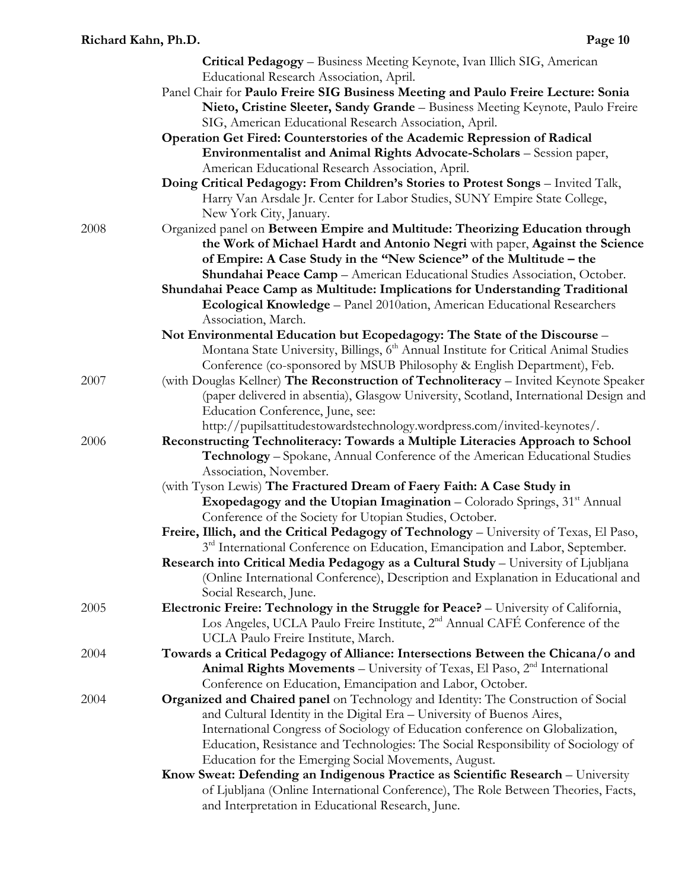**Critical Pedagogy** – Business Meeting Keynote, Ivan Illich SIG, American Educational Research Association, April.

Panel Chair for **Paulo Freire SIG Business Meeting and Paulo Freire Lecture: Sonia Nieto, Cristine Sleeter, Sandy Grande** – Business Meeting Keynote, Paulo Freire SIG, American Educational Research Association, April.

**Operation Get Fired: Counterstories of the Academic Repression of Radical Environmentalist and Animal Rights Advocate-Scholars** – Session paper, American Educational Research Association, April.

**Doing Critical Pedagogy: From Children's Stories to Protest Songs** – Invited Talk, Harry Van Arsdale Jr. Center for Labor Studies, SUNY Empire State College, New York City, January.

2008

Organized panel on **Between Empire and Multitude: Theorizing Education through the Work of Michael Hardt and Antonio Negri** with paper, **Against the Science of Empire: A Case Study in the "New Science" of the Multitude – the Shundahai Peace Camp** – American Educational Studies Association, October.

**Shundahai Peace Camp as Multitude: Implications for Understanding Traditional Ecological Knowledge** – Panel 2010ation, American Educational Researchers Association, March.

**Not Environmental Education but Ecopedagogy: The State of the Discourse** – Montana State University, Billings, 6th Annual Institute for Critical Animal Studies Conference (co-sponsored by MSUB Philosophy & English Department), Feb.

2007

(with Douglas Kellner) **The Reconstruction of Technoliteracy** – Invited Keynote Speaker (paper delivered in absentia), Glasgow University, Scotland, International Design and Education Conference, June, see: http://pupilsattitudestowardstechnology.wordpress.com/invited-keynotes/.

2006

**Reconstructing Technoliteracy: Towards a Multiple Literacies Approach to School Technology** – Spokane, Annual Conference of the American Educational Studies Association, November.

(with Tyson Lewis) **The Fractured Dream of Faery Faith: A Case Study in Exopedagogy and the Utopian Imagination** – Colorado Springs, 31st Annual Conference of the Society for Utopian Studies, October.

**Freire, Illich, and the Critical Pedagogy of Technology** – University of Texas, El Paso, 3rd International Conference on Education, Emancipation and Labor, September.

**Research into Critical Media Pedagogy as a Cultural Study** – University of Ljubljana (Online International Conference), Description and Explanation in Educational and Social Research, June.

2005

**Electronic Freire: Technology in the Struggle for Peace?** – University of California, Los Angeles, UCLA Paulo Freire Institute, 2nd Annual CAFÉ Conference of the UCLA Paulo Freire Institute, March.

2004

**Towards a Critical Pedagogy of Alliance: Intersections Between the Chicana/o and Animal Rights Movements** – University of Texas, El Paso, 2nd International Conference on Education, Emancipation and Labor, October.

2004

**Organized and Chaired panel** on Technology and Identity: The Construction of Social and Cultural Identity in the Digital Era – University of Buenos Aires, International Congress of Sociology of Education conference on Globalization, Education, Resistance and Technologies: The Social Responsibility of Sociology of Education for the Emerging Social Movements, August.

**Know Sweat: Defending an Indigenous Practice as Scientific Research** – University of Ljubljana (Online International Conference), The Role Between Theories, Facts, and Interpretation in Educational Research, June.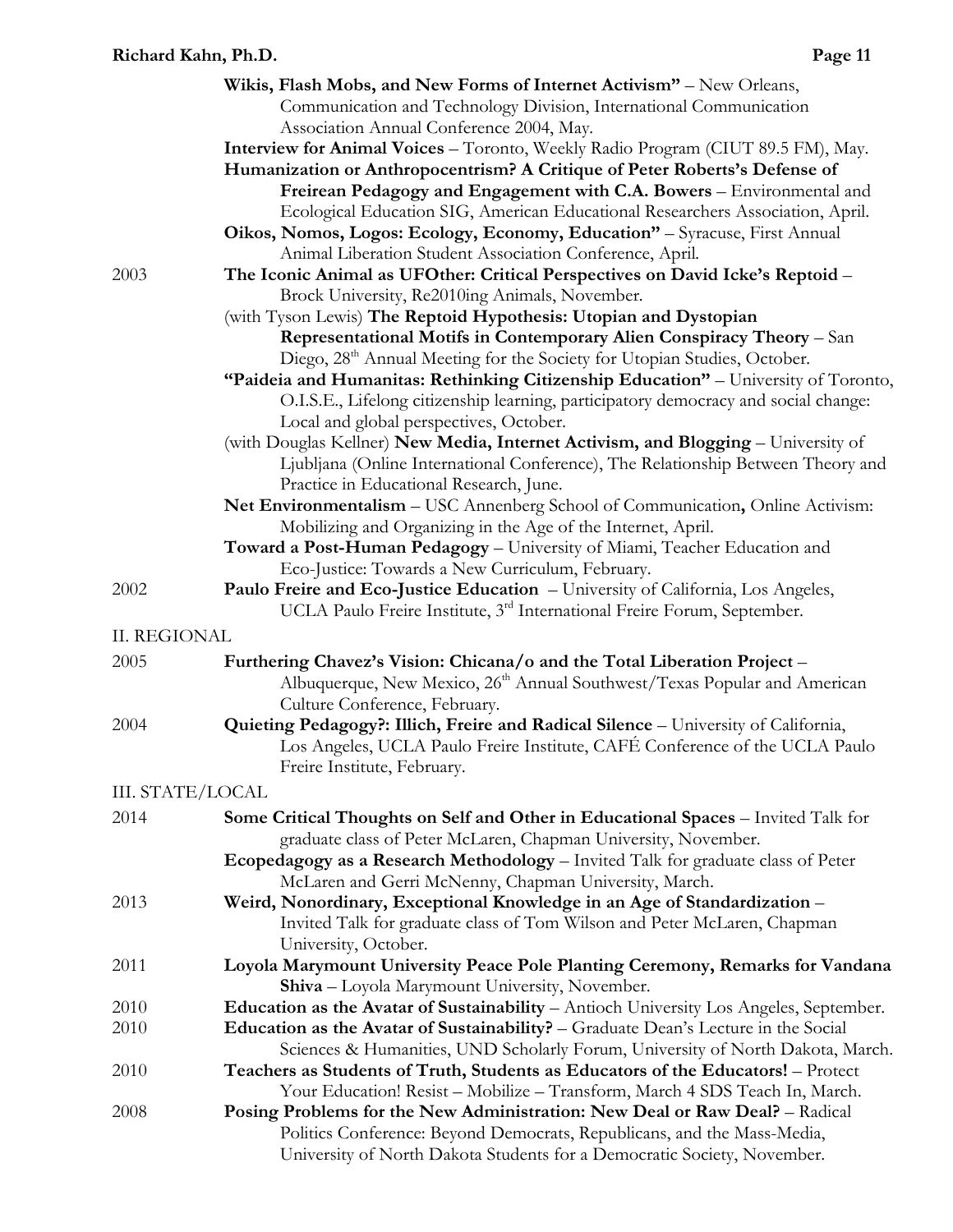**Wikis, Flash Mobs, and New Forms of Internet Activism"** – New Orleans, Communication and Technology Division, International Communication Association Annual Conference 2004, May.

**Interview for Animal Voices** – Toronto, Weekly Radio Program (CIUT 89.5 FM), May.

**Humanization or Anthropocentrism? A Critique of Peter Roberts's Defense of Freirean Pedagogy and Engagement with C.A. Bowers** – Environmental and Ecological Education SIG, American Educational Researchers Association, April.

**Oikos, Nomos, Logos: Ecology, Economy, Education"** – Syracuse, First Annual Animal Liberation Student Association Conference, April.

2003 **The Iconic Animal as UFOther: Critical Perspectives on David Icke's Reptoid** – Brock University, Re2010ing Animals, November.

(with Tyson Lewis) **The Reptoid Hypothesis: Utopian and Dystopian Representational Motifs in Contemporary Alien Conspiracy Theory** – San Diego, 28th Annual Meeting for the Society for Utopian Studies, October.

**"Paideia and Humanitas: Rethinking Citizenship Education"** – University of Toronto, O.I.S.E., Lifelong citizenship learning, participatory democracy and social change: Local and global perspectives, October.

(with Douglas Kellner) **New Media, Internet Activism, and Blogging** – University of Ljubljana (Online International Conference), The Relationship Between Theory and Practice in Educational Research, June.

**Net Environmentalism** – USC Annenberg School of Communication**,** Online Activism: Mobilizing and Organizing in the Age of the Internet, April.

**Toward a Post-Human Pedagogy** – University of Miami, Teacher Education and Eco-Justice: Towards a New Curriculum, February.

2002 **Paulo Freire and Eco-Justice Education** – University of California, Los Angeles, UCLA Paulo Freire Institute, 3rd International Freire Forum, September.

II. REGIONAL

2005 **Furthering Chavez's Vision: Chicana/o and the Total Liberation Project** – Albuquerque, New Mexico, 26th Annual Southwest/Texas Popular and American Culture Conference, February.

2004 **Quieting Pedagogy?: Illich, Freire and Radical Silence** – University of California, Los Angeles, UCLA Paulo Freire Institute, CAFÉ Conference of the UCLA Paulo Freire Institute, February.

III. STATE/LOCAL

2014 **Some Critical Thoughts on Self and Other in Educational Spaces** – Invited Talk for graduate class of Peter McLaren, Chapman University, November.

**Ecopedagogy as a Research Methodology** – Invited Talk for graduate class of Peter McLaren and Gerri McNenny, Chapman University, March.

2013 **Weird, Nonordinary, Exceptional Knowledge in an Age of Standardization** – Invited Talk for graduate class of Tom Wilson and Peter McLaren, Chapman University, October.

2011 **Loyola Marymount University Peace Pole Planting Ceremony, Remarks for Vandana Shiva** – Loyola Marymount University, November.

2010 **Education as the Avatar of Sustainability** – Antioch University Los Angeles, September.

2010 **Education as the Avatar of Sustainability?** – Graduate Dean's Lecture in the Social Sciences & Humanities, UND Scholarly Forum, University of North Dakota, March.

2010 **Teachers as Students of Truth, Students as Educators of the Educators!** – Protect Your Education! Resist – Mobilize – Transform, March 4 SDS Teach In, March.

2008 **Posing Problems for the New Administration: New Deal or Raw Deal?** – Radical Politics Conference: Beyond Democrats, Republicans, and the Mass-Media, University of North Dakota Students for a Democratic Society, November.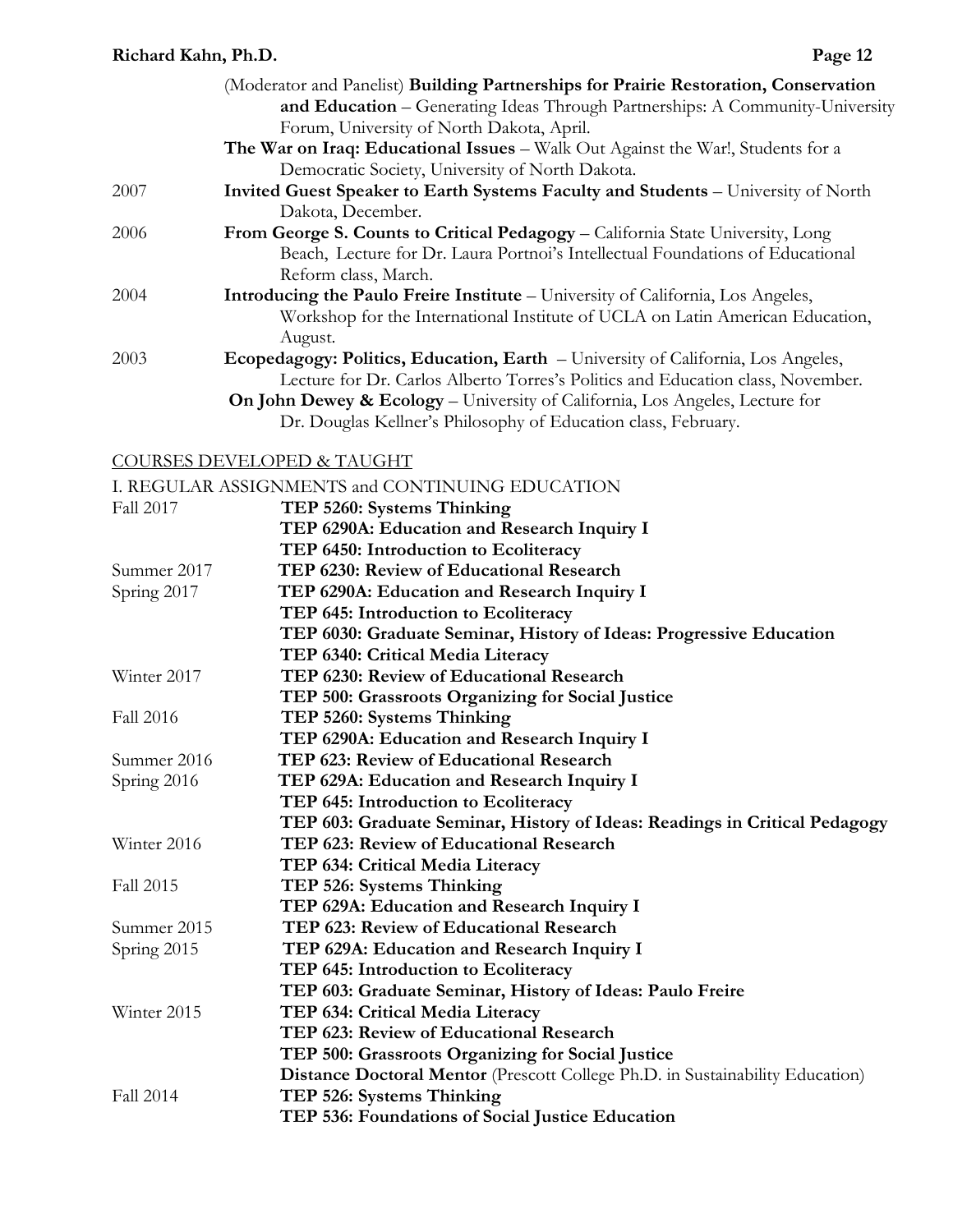(Moderator and Panelist) **Building Partnerships for Prairie Restoration, Conservation and Education** – Generating Ideas Through Partnerships: A Community-University Forum, University of North Dakota, April.

**The War on Iraq: Educational Issues** – Walk Out Against the War!, Students for a Democratic Society, University of North Dakota.

2007 **Invited Guest Speaker to Earth Systems Faculty and Students** – University of North Dakota, December.

2006 **From George S. Counts to Critical Pedagogy** – California State University, Long Beach, Lecture for Dr. Laura Portnoi's Intellectual Foundations of Educational Reform class, March.

2004 **Introducing the Paulo Freire Institute** – University of California, Los Angeles, Workshop for the International Institute of UCLA on Latin American Education, August.

2003 **Ecopedagogy: Politics, Education, Earth** – University of California, Los Angeles, Lecture for Dr. Carlos Alberto Torres's Politics and Education class, November.

**On John Dewey & Ecology** – University of California, Los Angeles, Lecture for Dr. Douglas Kellner's Philosophy of Education class, February.

## COURSES DEVELOPED & TAUGHT

I. REGULAR ASSIGNMENTS and CONTINUING EDUCATION

Fall 2017
- **TEP 5260: Systems Thinking**
- **TEP 6290A: Education and Research Inquiry I**
- **TEP 6450: Introduction to Ecoliteracy**

Summer 2017
- **TEP 6230: Review of Educational Research**

Spring 2017
- **TEP 6290A: Education and Research Inquiry I**
- **TEP 645: Introduction to Ecoliteracy**
- **TEP 6030: Graduate Seminar, History of Ideas: Progressive Education**
- **TEP 6340: Critical Media Literacy**

Winter 2017
- **TEP 6230: Review of Educational Research**
- **TEP 500: Grassroots Organizing for Social Justice**

Fall 2016
- **TEP 5260: Systems Thinking**
- **TEP 6290A: Education and Research Inquiry I**

Summer 2016
- **TEP 623: Review of Educational Research**

Spring 2016
- **TEP 629A: Education and Research Inquiry I**
- **TEP 645: Introduction to Ecoliteracy**
- **TEP 603: Graduate Seminar, History of Ideas: Readings in Critical Pedagogy**

Winter 2016
- **TEP 623: Review of Educational Research**
- **TEP 634: Critical Media Literacy**

Fall 2015
- **TEP 526: Systems Thinking**
- **TEP 629A: Education and Research Inquiry I**

Summer 2015
- **TEP 623: Review of Educational Research**

Spring 2015
- **TEP 629A: Education and Research Inquiry I**
- **TEP 645: Introduction to Ecoliteracy**
- **TEP 603: Graduate Seminar, History of Ideas: Paulo Freire**

Winter 2015
- **TEP 634: Critical Media Literacy**
- **TEP 623: Review of Educational Research**
- **TEP 500: Grassroots Organizing for Social Justice**
- **Distance Doctoral Mentor** (Prescott College Ph.D. in Sustainability Education)

Fall 2014
- **TEP 526: Systems Thinking**
- **TEP 536: Foundations of Social Justice Education**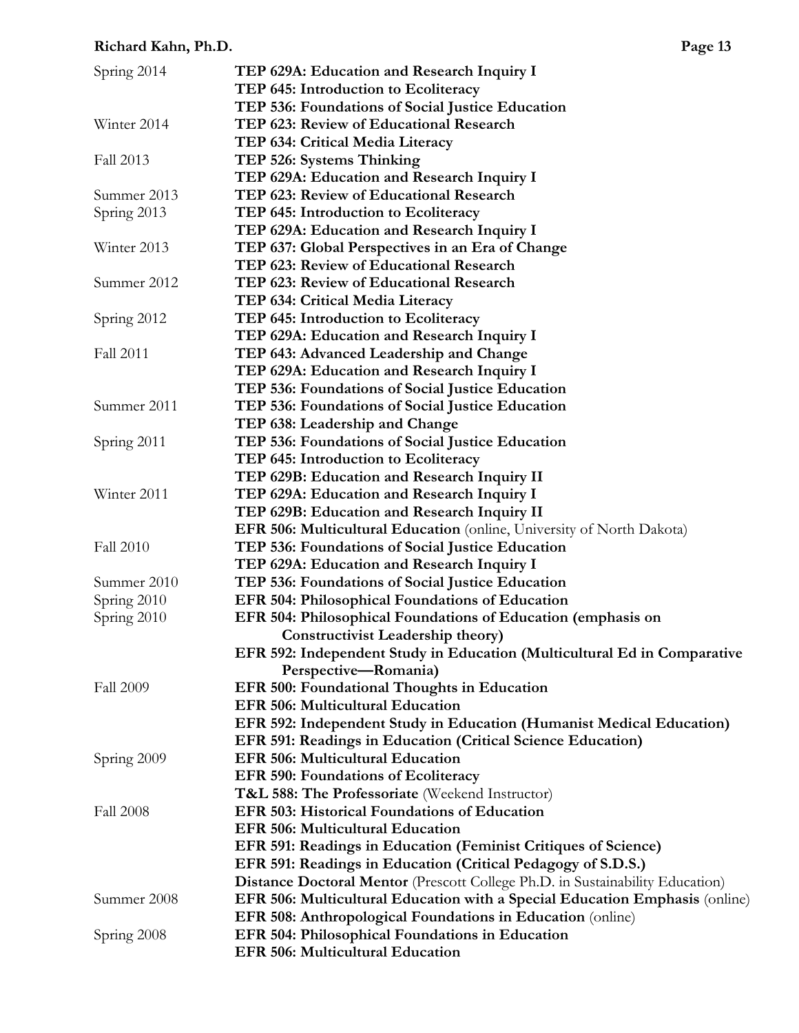| | |
|---|---|
| Spring 2014 | **TEP 629A: Education and Research Inquiry I** |
| | **TEP 645: Introduction to Ecoliteracy** |
| | **TEP 536: Foundations of Social Justice Education** |
| Winter 2014 | **TEP 623: Review of Educational Research** |
| | **TEP 634: Critical Media Literacy** |
| Fall 2013 | **TEP 526: Systems Thinking** |
| | **TEP 629A: Education and Research Inquiry I** |
| Summer 2013 | **TEP 623: Review of Educational Research** |
| Spring 2013 | **TEP 645: Introduction to Ecoliteracy** |
| | **TEP 629A: Education and Research Inquiry I** |
| Winter 2013 | **TEP 637: Global Perspectives in an Era of Change** |
| | **TEP 623: Review of Educational Research** |
| Summer 2012 | **TEP 623: Review of Educational Research** |
| | **TEP 634: Critical Media Literacy** |
| Spring 2012 | **TEP 645: Introduction to Ecoliteracy** |
| | **TEP 629A: Education and Research Inquiry I** |
| Fall 2011 | **TEP 643: Advanced Leadership and Change** |
| | **TEP 629A: Education and Research Inquiry I** |
| | **TEP 536: Foundations of Social Justice Education** |
| Summer 2011 | **TEP 536: Foundations of Social Justice Education** |
| | **TEP 638: Leadership and Change** |
| Spring 2011 | **TEP 536: Foundations of Social Justice Education** |
| | **TEP 645: Introduction to Ecoliteracy** |
| | **TEP 629B: Education and Research Inquiry II** |
| Winter 2011 | **TEP 629A: Education and Research Inquiry I** |
| | **TEP 629B: Education and Research Inquiry II** |
| | **EFR 506: Multicultural Education** (online, University of North Dakota) |
| Fall 2010 | **TEP 536: Foundations of Social Justice Education** |
| | **TEP 629A: Education and Research Inquiry I** |
| Summer 2010 | **TEP 536: Foundations of Social Justice Education** |
| Spring 2010 | **EFR 504: Philosophical Foundations of Education** |
| Spring 2010 | **EFR 504: Philosophical Foundations of Education (emphasis on Constructivist Leadership theory)** |
| | **EFR 592: Independent Study in Education (Multicultural Ed in Comparative Perspective—Romania)** |
| Fall 2009 | **EFR 500: Foundational Thoughts in Education** |
| | **EFR 506: Multicultural Education** |
| | **EFR 592: Independent Study in Education (Humanist Medical Education)** |
| | **EFR 591: Readings in Education (Critical Science Education)** |
| Spring 2009 | **EFR 506: Multicultural Education** |
| | **EFR 590: Foundations of Ecoliteracy** |
| | **T&L 588: The Professoriate** (Weekend Instructor) |
| Fall 2008 | **EFR 503: Historical Foundations of Education** |
| | **EFR 506: Multicultural Education** |
| | **EFR 591: Readings in Education (Feminist Critiques of Science)** |
| | **EFR 591: Readings in Education (Critical Pedagogy of S.D.S.)** |
| | **Distance Doctoral Mentor** (Prescott College Ph.D. in Sustainability Education) |
| Summer 2008 | **EFR 506: Multicultural Education with a Special Education Emphasis** (online) |
| | **EFR 508: Anthropological Foundations in Education** (online) |
| Spring 2008 | **EFR 504: Philosophical Foundations in Education** |
| | **EFR 506: Multicultural Education** |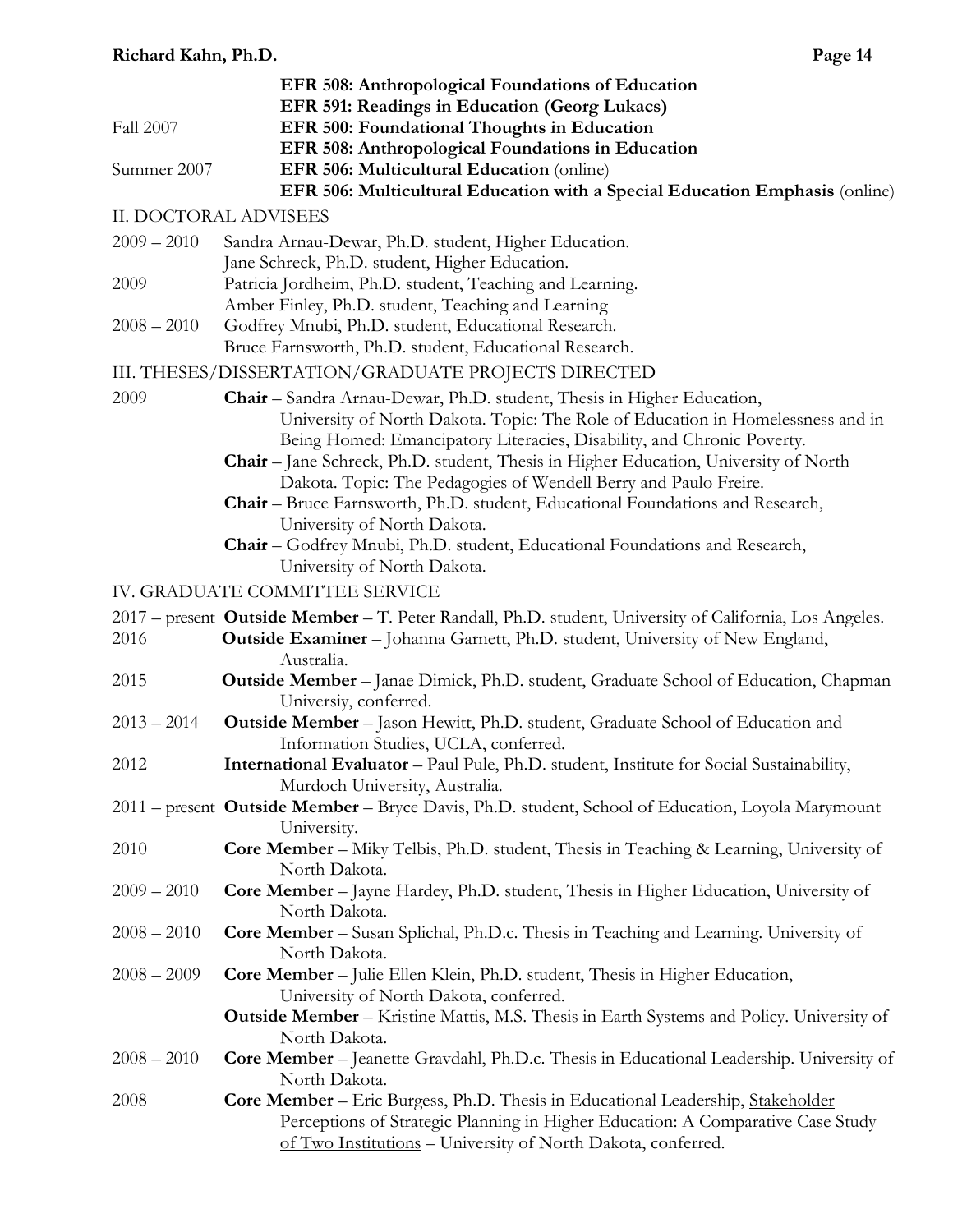**EFR 508: Anthropological Foundations of Education**
**EFR 591: Readings in Education (Georg Lukacs)**

Fall 2007 **EFR 500: Foundational Thoughts in Education**
**EFR 508: Anthropological Foundations in Education**

Summer 2007 **EFR 506: Multicultural Education** (online)
**EFR 506: Multicultural Education with a Special Education Emphasis** (online)

## II. DOCTORAL ADVISEES

2009 – 2010 Sandra Arnau-Dewar, Ph.D. student, Higher Education.
Jane Schreck, Ph.D. student, Higher Education.

2009 Patricia Jordheim, Ph.D. student, Teaching and Learning.
Amber Finley, Ph.D. student, Teaching and Learning

2008 – 2010 Godfrey Mnubi, Ph.D. student, Educational Research.
Bruce Farnsworth, Ph.D. student, Educational Research.

## III. THESES/DISSERTATION/GRADUATE PROJECTS DIRECTED

2009 **Chair** – Sandra Arnau-Dewar, Ph.D. student, Thesis in Higher Education, University of North Dakota. Topic: The Role of Education in Homelessness and in Being Homed: Emancipatory Literacies, Disability, and Chronic Poverty.

**Chair** – Jane Schreck, Ph.D. student, Thesis in Higher Education, University of North Dakota. Topic: The Pedagogies of Wendell Berry and Paulo Freire.

**Chair** – Bruce Farnsworth, Ph.D. student, Educational Foundations and Research, University of North Dakota.

**Chair** – Godfrey Mnubi, Ph.D. student, Educational Foundations and Research, University of North Dakota.

## IV. GRADUATE COMMITTEE SERVICE

2017 – present **Outside Member** – T. Peter Randall, Ph.D. student, University of California, Los Angeles.

2016 **Outside Examiner** – Johanna Garnett, Ph.D. student, University of New England, Australia.

2015 **Outside Member** – Janae Dimick, Ph.D. student, Graduate School of Education, Chapman Universiy, conferred.

2013 – 2014 **Outside Member** – Jason Hewitt, Ph.D. student, Graduate School of Education and Information Studies, UCLA, conferred.

2012 **International Evaluator** – Paul Pule, Ph.D. student, Institute for Social Sustainability, Murdoch University, Australia.

2011 – present **Outside Member** – Bryce Davis, Ph.D. student, School of Education, Loyola Marymount University.

2010 **Core Member** – Miky Telbis, Ph.D. student, Thesis in Teaching & Learning, University of North Dakota.

2009 – 2010 **Core Member** – Jayne Hardey, Ph.D. student, Thesis in Higher Education, University of North Dakota.

2008 – 2010 **Core Member** – Susan Splichal, Ph.D.c. Thesis in Teaching and Learning. University of North Dakota.

2008 – 2009 **Core Member** – Julie Ellen Klein, Ph.D. student, Thesis in Higher Education, University of North Dakota, conferred.

**Outside Member** – Kristine Mattis, M.S. Thesis in Earth Systems and Policy. University of North Dakota.

2008 – 2010 **Core Member** – Jeanette Gravdahl, Ph.D.c. Thesis in Educational Leadership. University of North Dakota.

2008 **Core Member** – Eric Burgess, Ph.D. Thesis in Educational Leadership, Stakeholder Perceptions of Strategic Planning in Higher Education: A Comparative Case Study of Two Institutions – University of North Dakota, conferred.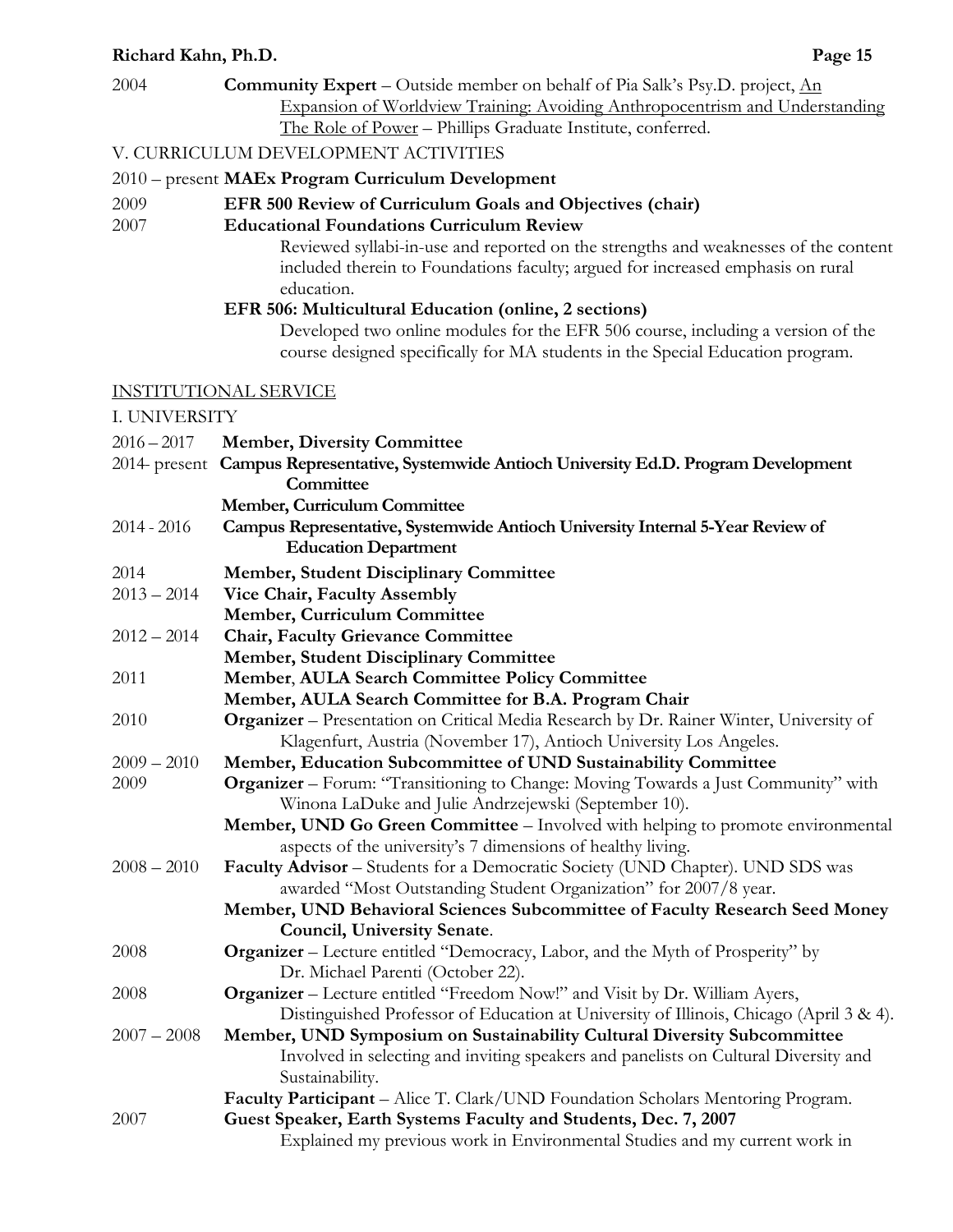2004 **Community Expert** – Outside member on behalf of Pia Salk's Psy.D. project, An Expansion of Worldview Training: Avoiding Anthropocentrism and Understanding The Role of Power – Phillips Graduate Institute, conferred.

V. CURRICULUM DEVELOPMENT ACTIVITIES

2010 – present **MAEx Program Curriculum Development**

2009 **EFR 500 Review of Curriculum Goals and Objectives (chair)**

2007 **Educational Foundations Curriculum Review**

Reviewed syllabi-in-use and reported on the strengths and weaknesses of the content included therein to Foundations faculty; argued for increased emphasis on rural education.

**EFR 506: Multicultural Education (online, 2 sections)**

Developed two online modules for the EFR 506 course, including a version of the course designed specifically for MA students in the Special Education program.

## INSTITUTIONAL SERVICE

I. UNIVERSITY

2016 – 2017 **Member, Diversity Committee**

2014- present **Campus Representative, Systemwide Antioch University Ed.D. Program Development Committee**

**Member, Curriculum Committee**

2014 - 2016 **Campus Representative, Systemwide Antioch University Internal 5-Year Review of Education Department**

2014 **Member, Student Disciplinary Committee**

2013 – 2014 **Vice Chair, Faculty Assembly**

**Member, Curriculum Committee**

2012 – 2014 **Chair, Faculty Grievance Committee**

**Member, Student Disciplinary Committee**

2011 **Member, AULA Search Committee Policy Committee**

**Member, AULA Search Committee for B.A. Program Chair**

2010 **Organizer** – Presentation on Critical Media Research by Dr. Rainer Winter, University of Klagenfurt, Austria (November 17), Antioch University Los Angeles.

2009 – 2010 **Member, Education Subcommittee of UND Sustainability Committee**

2009 **Organizer** – Forum: "Transitioning to Change: Moving Towards a Just Community" with Winona LaDuke and Julie Andrzejewski (September 10).

**Member, UND Go Green Committee** – Involved with helping to promote environmental aspects of the university's 7 dimensions of healthy living.

2008 – 2010 **Faculty Advisor** – Students for a Democratic Society (UND Chapter). UND SDS was awarded "Most Outstanding Student Organization" for 2007/8 year.

**Member, UND Behavioral Sciences Subcommittee of Faculty Research Seed Money Council, University Senate**.

2008 **Organizer** – Lecture entitled "Democracy, Labor, and the Myth of Prosperity" by Dr. Michael Parenti (October 22).

2008 **Organizer** – Lecture entitled "Freedom Now!" and Visit by Dr. William Ayers, Distinguished Professor of Education at University of Illinois, Chicago (April 3 & 4).

2007 – 2008 **Member, UND Symposium on Sustainability Cultural Diversity Subcommittee**

Involved in selecting and inviting speakers and panelists on Cultural Diversity and Sustainability.

**Faculty Participant** – Alice T. Clark/UND Foundation Scholars Mentoring Program.

2007 **Guest Speaker, Earth Systems Faculty and Students, Dec. 7, 2007**

Explained my previous work in Environmental Studies and my current work in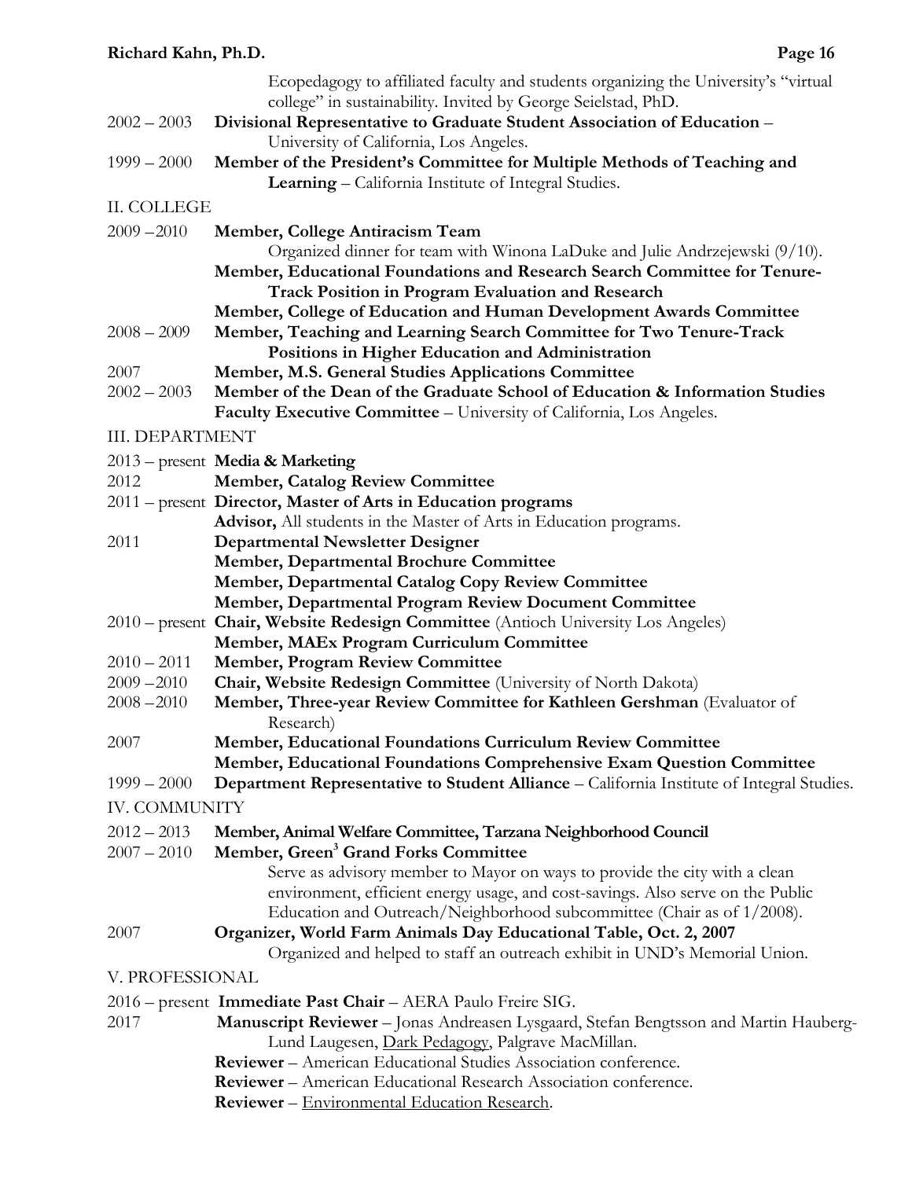Ecopedagogy to affiliated faculty and students organizing the University's "virtual college" in sustainability. Invited by George Seielstad, PhD.

2002 – 2003 **Divisional Representative to Graduate Student Association of Education** – University of California, Los Angeles.

1999 – 2000 **Member of the President's Committee for Multiple Methods of Teaching and Learning** – California Institute of Integral Studies.

## II. COLLEGE

2009 – 2010 **Member, College Antiracism Team**
Organized dinner for team with Winona LaDuke and Julie Andrzejewski (9/10).
**Member, Educational Foundations and Research Search Committee for Tenure-Track Position in Program Evaluation and Research**
**Member, College of Education and Human Development Awards Committee**

2008 – 2009 **Member, Teaching and Learning Search Committee for Two Tenure-Track Positions in Higher Education and Administration**

2007 **Member, M.S. General Studies Applications Committee**

2002 – 2003 **Member of the Dean of the Graduate School of Education & Information Studies Faculty Executive Committee** – University of California, Los Angeles.

## III. DEPARTMENT

2013 – present **Media & Marketing**

2012 **Member, Catalog Review Committee**

2011 – present **Director, Master of Arts in Education programs**
**Advisor,** All students in the Master of Arts in Education programs.

2011 **Departmental Newsletter Designer**
**Member, Departmental Brochure Committee**
**Member, Departmental Catalog Copy Review Committee**
**Member, Departmental Program Review Document Committee**

2010 – present **Chair, Website Redesign Committee** (Antioch University Los Angeles)
**Member, MAEx Program Curriculum Committee**

2010 – 2011 **Member, Program Review Committee**

2009 – 2010 **Chair, Website Redesign Committee** (University of North Dakota)

2008 – 2010 **Member, Three-year Review Committee for Kathleen Gershman** (Evaluator of Research)

2007 **Member, Educational Foundations Curriculum Review Committee**
**Member, Educational Foundations Comprehensive Exam Question Committee**

1999 – 2000 **Department Representative to Student Alliance** – California Institute of Integral Studies.

## IV. COMMUNITY

2012 – 2013 **Member, Animal Welfare Committee, Tarzana Neighborhood Council**

2007 – 2010 **Member, Green$^3$ Grand Forks Committee**
Serve as advisory member to Mayor on ways to provide the city with a clean environment, efficient energy usage, and cost-savings. Also serve on the Public Education and Outreach/Neighborhood subcommittee (Chair as of 1/2008).

2007 **Organizer, World Farm Animals Day Educational Table, Oct. 2, 2007**
Organized and helped to staff an outreach exhibit in UND's Memorial Union.

## V. PROFESSIONAL

2016 – present **Immediate Past Chair** – AERA Paulo Freire SIG.

2017 **Manuscript Reviewer** – Jonas Andreasen Lysgaard, Stefan Bengtsson and Martin Hauberg-Lund Laugesen, Dark Pedagogy, Palgrave MacMillan.
**Reviewer** – American Educational Studies Association conference.
**Reviewer** – American Educational Research Association conference.
**Reviewer** – Environmental Education Research.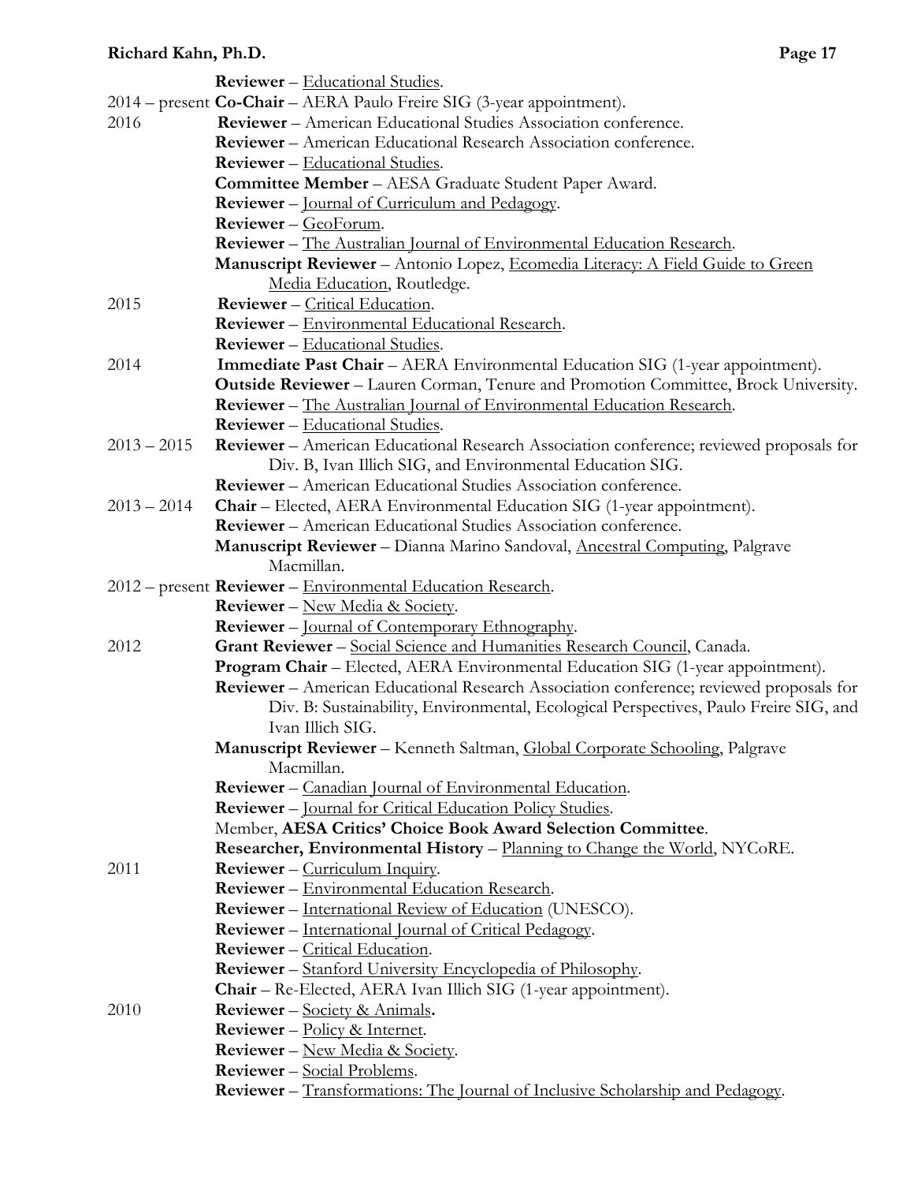| | |
|---|---|
| | **Reviewer** – Educational Studies. |
| 2014 – present | **Co-Chair** – AERA Paulo Freire SIG (3-year appointment). |
| 2016 | **Reviewer** – American Educational Studies Association conference. |
| | **Reviewer** – American Educational Research Association conference. |
| | **Reviewer** – Educational Studies. |
| | **Committee Member** – AESA Graduate Student Paper Award. |
| | **Reviewer** – Journal of Curriculum and Pedagogy. |
| | **Reviewer** – GeoForum. |
| | **Reviewer** – The Australian Journal of Environmental Education Research. |
| | **Manuscript Reviewer** – Antonio Lopez, Ecomedia Literacy: A Field Guide to Green Media Education, Routledge. |
| 2015 | **Reviewer** – Critical Education. |
| | **Reviewer** – Environmental Educational Research. |
| | **Reviewer** – Educational Studies. |
| 2014 | **Immediate Past Chair** – AERA Environmental Education SIG (1-year appointment). |
| | **Outside Reviewer** – Lauren Corman, Tenure and Promotion Committee, Brock University. |
| | **Reviewer** – The Australian Journal of Environmental Education Research. |
| | **Reviewer** – Educational Studies. |
| 2013 – 2015 | **Reviewer** – American Educational Research Association conference; reviewed proposals for Div. B, Ivan Illich SIG, and Environmental Education SIG. |
| | **Reviewer** – American Educational Studies Association conference. |
| 2013 – 2014 | **Chair** – Elected, AERA Environmental Education SIG (1-year appointment). |
| | **Reviewer** – American Educational Studies Association conference. |
| | **Manuscript Reviewer** – Dianna Marino Sandoval, Ancestral Computing, Palgrave Macmillan. |
| 2012 – present | **Reviewer** – Environmental Education Research. |
| | **Reviewer** – New Media & Society. |
| | **Reviewer** – Journal of Contemporary Ethnography. |
| 2012 | **Grant Reviewer** – Social Science and Humanities Research Council, Canada. |
| | **Program Chair** – Elected, AERA Environmental Education SIG (1-year appointment). |
| | **Reviewer** – American Educational Research Association conference; reviewed proposals for Div. B: Sustainability, Environmental, Ecological Perspectives, Paulo Freire SIG, and Ivan Illich SIG. |
| | **Manuscript Reviewer** – Kenneth Saltman, Global Corporate Schooling, Palgrave Macmillan. |
| | **Reviewer** – Canadian Journal of Environmental Education. |
| | **Reviewer** – Journal for Critical Education Policy Studies. |
| | Member, **AESA Critics' Choice Book Award Selection Committee**. |
| | **Researcher, Environmental History** – Planning to Change the World, NYCoRE. |
| 2011 | **Reviewer** – Curriculum Inquiry. |
| | **Reviewer** – Environmental Education Research. |
| | **Reviewer** – International Review of Education (UNESCO). |
| | **Reviewer** – International Journal of Critical Pedagogy. |
| | **Reviewer** – Critical Education. |
| | **Reviewer** – Stanford University Encyclopedia of Philosophy. |
| | **Chair** – Re-Elected, AERA Ivan Illich SIG (1-year appointment). |
| 2010 | **Reviewer** – Society & Animals. |
| | **Reviewer** – Policy & Internet. |
| | **Reviewer** – New Media & Society. |
| | **Reviewer** – Social Problems. |
| | **Reviewer** – Transformations: The Journal of Inclusive Scholarship and Pedagogy. |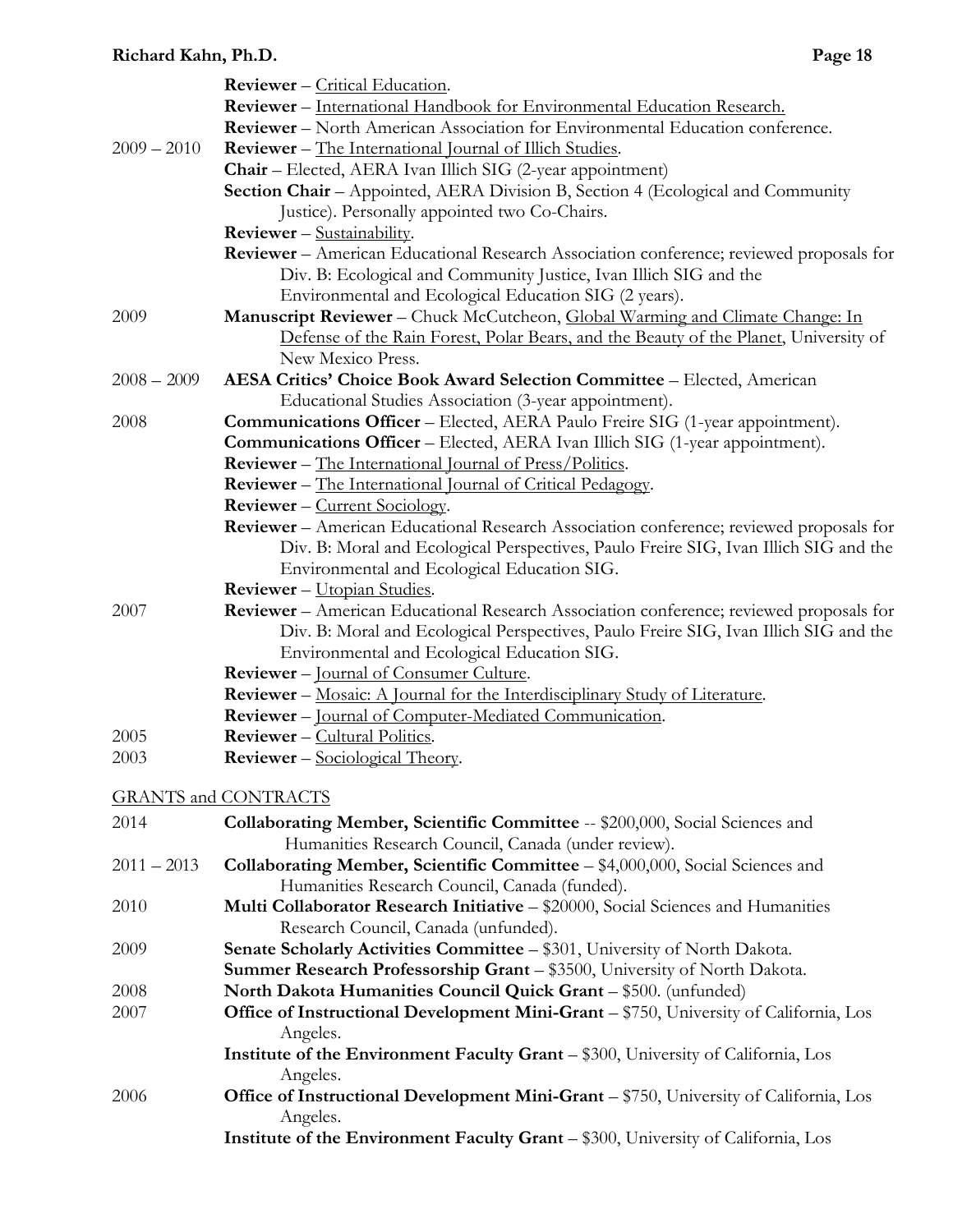| | |
|---|---|
| | **Reviewer** – Critical Education. |
| | **Reviewer** – International Handbook for Environmental Education Research. |
| | **Reviewer** – North American Association for Environmental Education conference. |
| 2009 – 2010 | **Reviewer** – The International Journal of Illich Studies. |
| | **Chair** – Elected, AERA Ivan Illich SIG (2-year appointment) |
| | **Section Chair** – Appointed, AERA Division B, Section 4 (Ecological and Community Justice). Personally appointed two Co-Chairs. |
| | **Reviewer** – Sustainability. |
| | **Reviewer** – American Educational Research Association conference; reviewed proposals for Div. B: Ecological and Community Justice, Ivan Illich SIG and the Environmental and Ecological Education SIG (2 years). |
| 2009 | **Manuscript Reviewer** – Chuck McCutcheon, Global Warming and Climate Change: In Defense of the Rain Forest, Polar Bears, and the Beauty of the Planet, University of New Mexico Press. |
| 2008 – 2009 | **AESA Critics' Choice Book Award Selection Committee** – Elected, American Educational Studies Association (3-year appointment). |
| 2008 | **Communications Officer** – Elected, AERA Paulo Freire SIG (1-year appointment). |
| | **Communications Officer** – Elected, AERA Ivan Illich SIG (1-year appointment). |
| | **Reviewer** – The International Journal of Press/Politics. |
| | **Reviewer** – The International Journal of Critical Pedagogy. |
| | **Reviewer** – Current Sociology. |
| | **Reviewer** – American Educational Research Association conference; reviewed proposals for Div. B: Moral and Ecological Perspectives, Paulo Freire SIG, Ivan Illich SIG and the Environmental and Ecological Education SIG. |
| | **Reviewer** – Utopian Studies. |
| 2007 | **Reviewer** – American Educational Research Association conference; reviewed proposals for Div. B: Moral and Ecological Perspectives, Paulo Freire SIG, Ivan Illich SIG and the Environmental and Ecological Education SIG. |
| | **Reviewer** – Journal of Consumer Culture. |
| | **Reviewer** – Mosaic: A Journal for the Interdisciplinary Study of Literature. |
| | **Reviewer** – Journal of Computer-Mediated Communication. |
| 2005 | **Reviewer** – Cultural Politics. |
| 2003 | **Reviewer** – Sociological Theory. |

## GRANTS and CONTRACTS

| | |
|---|---|
| 2014 | **Collaborating Member, Scientific Committee** -- $200,000, Social Sciences and Humanities Research Council, Canada (under review). |
| 2011 – 2013 | **Collaborating Member, Scientific Committee** – $4,000,000, Social Sciences and Humanities Research Council, Canada (funded). |
| 2010 | **Multi Collaborator Research Initiative** – $20000, Social Sciences and Humanities Research Council, Canada (unfunded). |
| 2009 | **Senate Scholarly Activities Committee** – $301, University of North Dakota. |
| | **Summer Research Professorship Grant** – $3500, University of North Dakota. |
| 2008 | **North Dakota Humanities Council Quick Grant** – $500. (unfunded) |
| 2007 | **Office of Instructional Development Mini-Grant** – $750, University of California, Los Angeles. |
| | **Institute of the Environment Faculty Grant** – $300, University of California, Los Angeles. |
| 2006 | **Office of Instructional Development Mini-Grant** – $750, University of California, Los Angeles. |
| | **Institute of the Environment Faculty Grant** – $300, University of California, Los |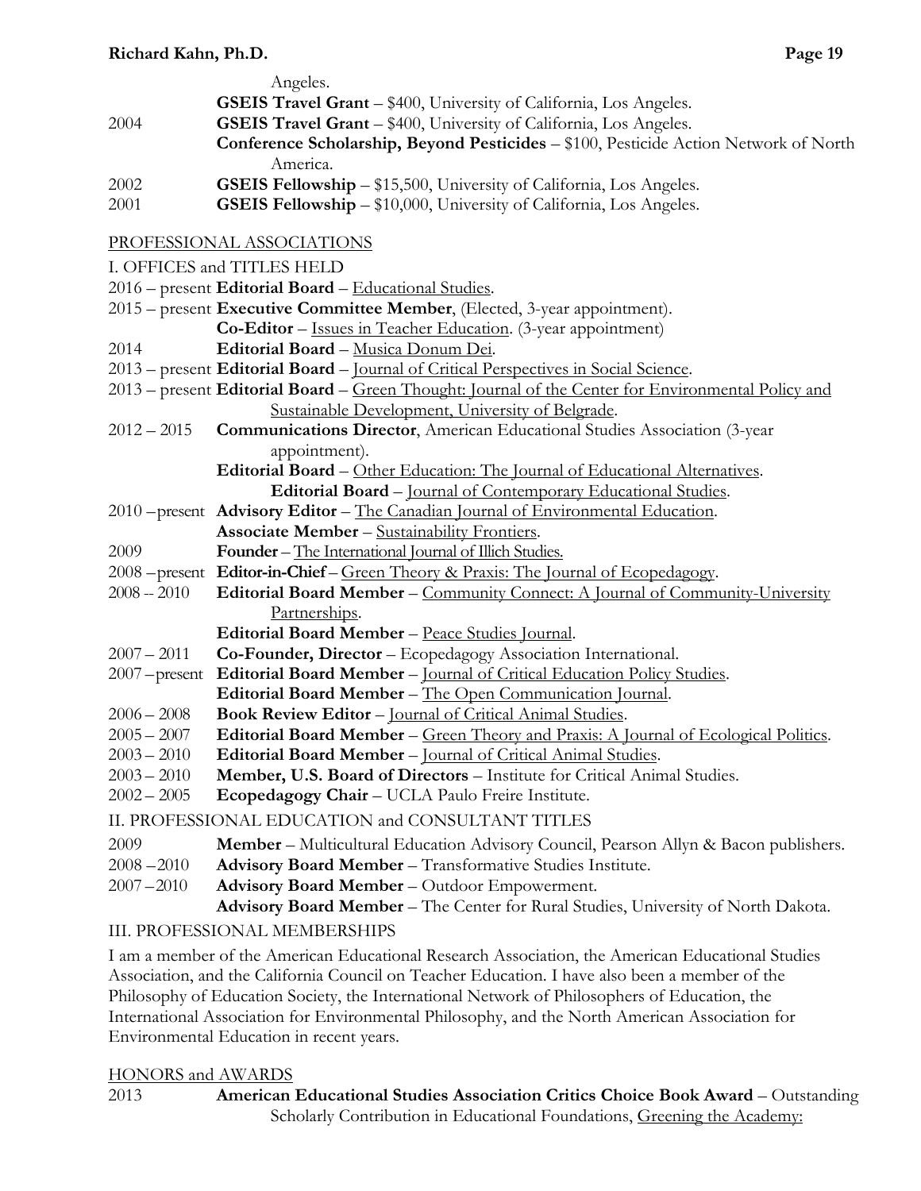Angeles.

**GSEIS Travel Grant** – $400, University of California, Los Angeles.

2004 **GSEIS Travel Grant** – $400, University of California, Los Angeles.

**Conference Scholarship, Beyond Pesticides** – $100, Pesticide Action Network of North America.

2002 **GSEIS Fellowship** – $15,500, University of California, Los Angeles.

2001 **GSEIS Fellowship** – $10,000, University of California, Los Angeles.

## PROFESSIONAL ASSOCIATIONS

### I. OFFICES and TITLES HELD

2016 – present **Editorial Board** – Educational Studies.

2015 – present **Executive Committee Member**, (Elected, 3-year appointment).

**Co-Editor** – Issues in Teacher Education. (3-year appointment)

2014 **Editorial Board** – Musica Donum Dei.

2013 – present **Editorial Board** – Journal of Critical Perspectives in Social Science.

2013 – present **Editorial Board** – Green Thought: Journal of the Center for Environmental Policy and Sustainable Development, University of Belgrade.

2012 – 2015 **Communications Director**, American Educational Studies Association (3-year appointment).

**Editorial Board** – Other Education: The Journal of Educational Alternatives.

**Editorial Board** – Journal of Contemporary Educational Studies.

2010 – present **Advisory Editor** – The Canadian Journal of Environmental Education.

**Associate Member** – Sustainability Frontiers.

2009 **Founder** – The International Journal of Illich Studies.

2008 – present **Editor-in-Chief** – Green Theory & Praxis: The Journal of Ecopedagogy.

2008 -- 2010 **Editorial Board Member** – Community Connect: A Journal of Community-University Partnerships.

**Editorial Board Member** – Peace Studies Journal.

2007 – 2011 **Co-Founder, Director** – Ecopedagogy Association International.

2007 – present **Editorial Board Member** – Journal of Critical Education Policy Studies.

**Editorial Board Member** – The Open Communication Journal.

2006 – 2008 **Book Review Editor** – Journal of Critical Animal Studies.

2005 – 2007 **Editorial Board Member** – Green Theory and Praxis: A Journal of Ecological Politics.

2003 – 2010 **Editorial Board Member** – Journal of Critical Animal Studies.

2003 – 2010 **Member, U.S. Board of Directors** – Institute for Critical Animal Studies.

2002 – 2005 **Ecopedagogy Chair** – UCLA Paulo Freire Institute.

### II. PROFESSIONAL EDUCATION and CONSULTANT TITLES

2009 **Member** – Multicultural Education Advisory Council, Pearson Allyn & Bacon publishers.

2008 – 2010 **Advisory Board Member** – Transformative Studies Institute.

2007 – 2010 **Advisory Board Member** – Outdoor Empowerment.

**Advisory Board Member** – The Center for Rural Studies, University of North Dakota.

### III. PROFESSIONAL MEMBERSHIPS

I am a member of the American Educational Research Association, the American Educational Studies Association, and the California Council on Teacher Education. I have also been a member of the Philosophy of Education Society, the International Network of Philosophers of Education, the International Association for Environmental Philosophy, and the North American Association for Environmental Education in recent years.

## HONORS and AWARDS

2013 **American Educational Studies Association Critics Choice Book Award** – Outstanding Scholarly Contribution in Educational Foundations, Greening the Academy: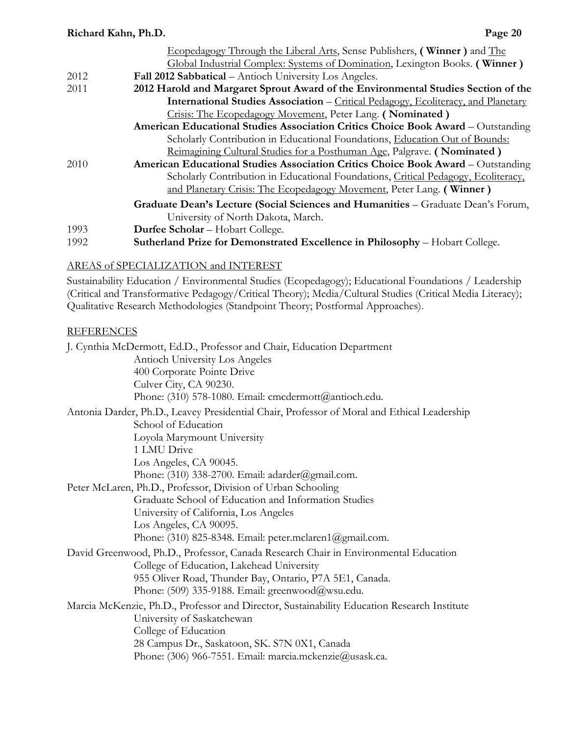Ecopedagogy Through the Liberal Arts, Sense Publishers, **( Winner )** and The Global Industrial Complex: Systems of Domination, Lexington Books. **( Winner )**

2012 **Fall 2012 Sabbatical** – Antioch University Los Angeles.

2011 **2012 Harold and Margaret Sprout Award of the Environmental Studies Section of the International Studies Association** – Critical Pedagogy, Ecoliteracy, and Planetary Crisis: The Ecopedagogy Movement, Peter Lang. **( Nominated )**

**American Educational Studies Association Critics Choice Book Award** – Outstanding Scholarly Contribution in Educational Foundations, Education Out of Bounds: Reimagining Cultural Studies for a Posthuman Age, Palgrave. **( Nominated )**

2010 **American Educational Studies Association Critics Choice Book Award** – Outstanding Scholarly Contribution in Educational Foundations, Critical Pedagogy, Ecoliteracy, and Planetary Crisis: The Ecopedagogy Movement, Peter Lang. **( Winner )**

**Graduate Dean's Lecture (Social Sciences and Humanities** – Graduate Dean's Forum, University of North Dakota, March.

1993 **Durfee Scholar** – Hobart College.

1992 **Sutherland Prize for Demonstrated Excellence in Philosophy** – Hobart College.

## AREAS of SPECIALIZATION and INTEREST

Sustainability Education / Environmental Studies (Ecopedagogy); Educational Foundations / Leadership (Critical and Transformative Pedagogy/Critical Theory); Media/Cultural Studies (Critical Media Literacy); Qualitative Research Methodologies (Standpoint Theory; Postformal Approaches).

## REFERENCES

J. Cynthia McDermott, Ed.D., Professor and Chair, Education Department
Antioch University Los Angeles
400 Corporate Pointe Drive
Culver City, CA 90230.
Phone: (310) 578-1080. Email: cmcdermott@antioch.edu.

Antonia Darder, Ph.D., Leavey Presidential Chair, Professor of Moral and Ethical Leadership
School of Education
Loyola Marymount University
1 LMU Drive
Los Angeles, CA 90045.
Phone: (310) 338-2700. Email: adarder@gmail.com.

Peter McLaren, Ph.D., Professor, Division of Urban Schooling
Graduate School of Education and Information Studies
University of California, Los Angeles
Los Angeles, CA 90095.
Phone: (310) 825-8348. Email: peter.mclaren1@gmail.com.

David Greenwood, Ph.D., Professor, Canada Research Chair in Environmental Education
College of Education, Lakehead University
955 Oliver Road, Thunder Bay, Ontario, P7A 5E1, Canada.
Phone: (509) 335-9188. Email: greenwood@wsu.edu.

Marcia McKenzie, Ph.D., Professor and Director, Sustainability Education Research Institute
University of Saskatchewan
College of Education
28 Campus Dr., Saskatoon, SK. S7N 0X1, Canada
Phone: (306) 966-7551. Email: marcia.mckenzie@usask.ca.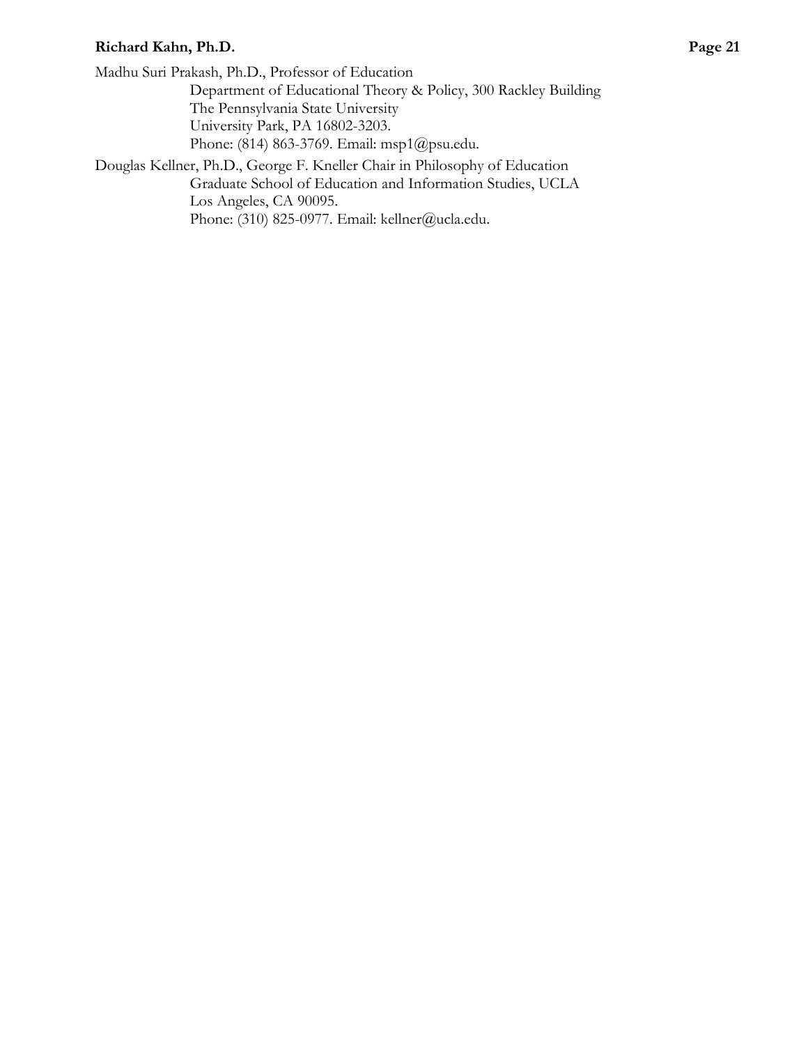Madhu Suri Prakash, Ph.D., Professor of Education

Department of Educational Theory & Policy, 300 Rackley Building
The Pennsylvania State University
University Park, PA 16802-3203.
Phone: (814) 863-3769. Email: msp1@psu.edu.

Douglas Kellner, Ph.D., George F. Kneller Chair in Philosophy of Education

Graduate School of Education and Information Studies, UCLA
Los Angeles, CA 90095.
Phone: (310) 825-0977. Email: kellner@ucla.edu.